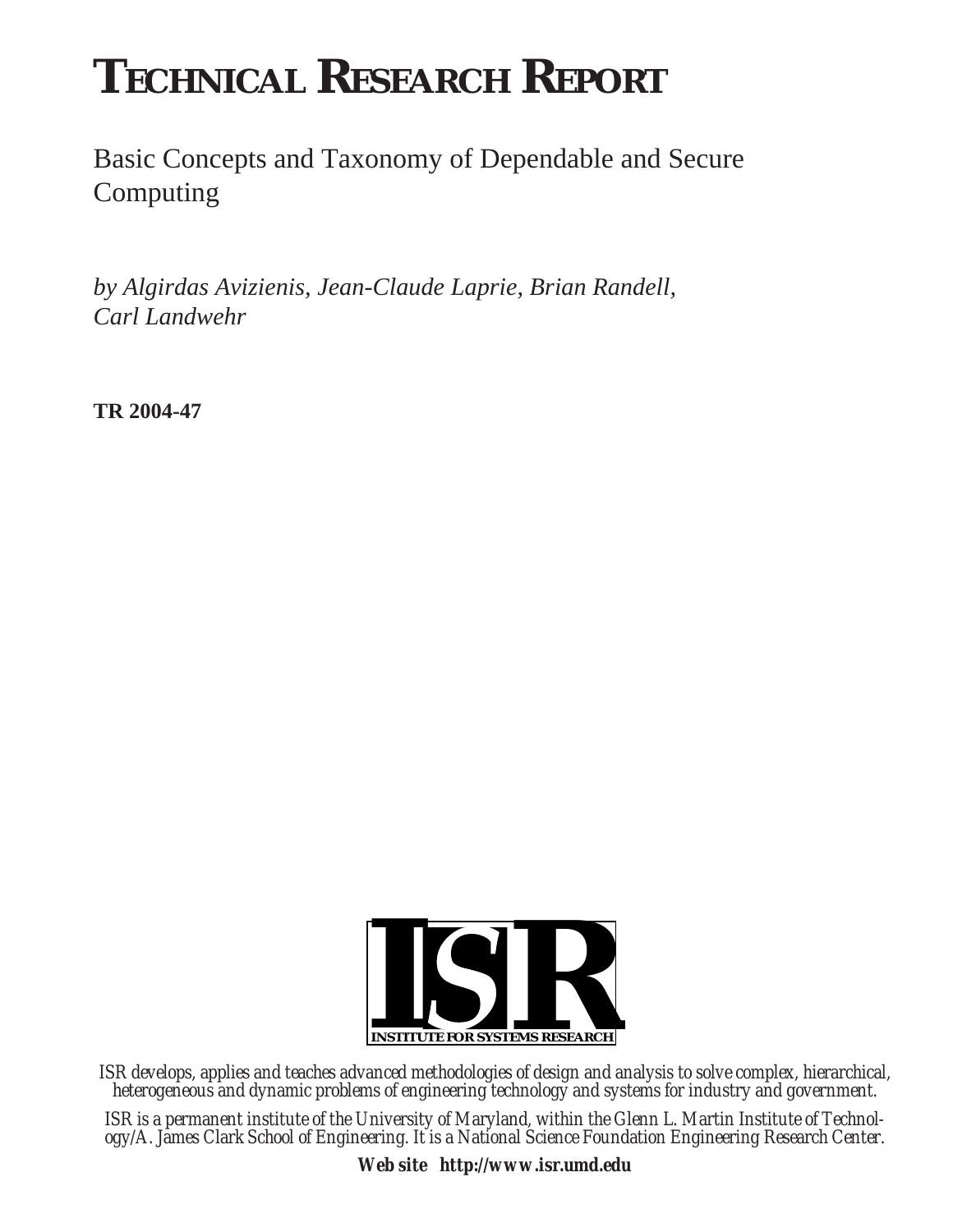# TECHNICAL RESEARCH REPORT

Basic Concepts and Taxonomy of Dependable and Secure Computing

*by Algirdas Avizienis, Jean-Claude Laprie, Brian Randell, Carl Landwehr*

**TR 2004-47**

ISR

INSTITUTE FOR SYSTEMS RESEARCH

*ISR develops, applies and teaches advanced methodologies of design and analysis to solve complex, hierarchical, heterogeneous and dynamic problems of engineering technology and systems for industry and government.*

*ISR is a permanent institute of the University of Maryland, within the Glenn L. Martin Institute of Technology/A. James Clark School of Engineering. It is a National Science Foundation Engineering Research Center.*

**Web site http://www.isr.umd.edu**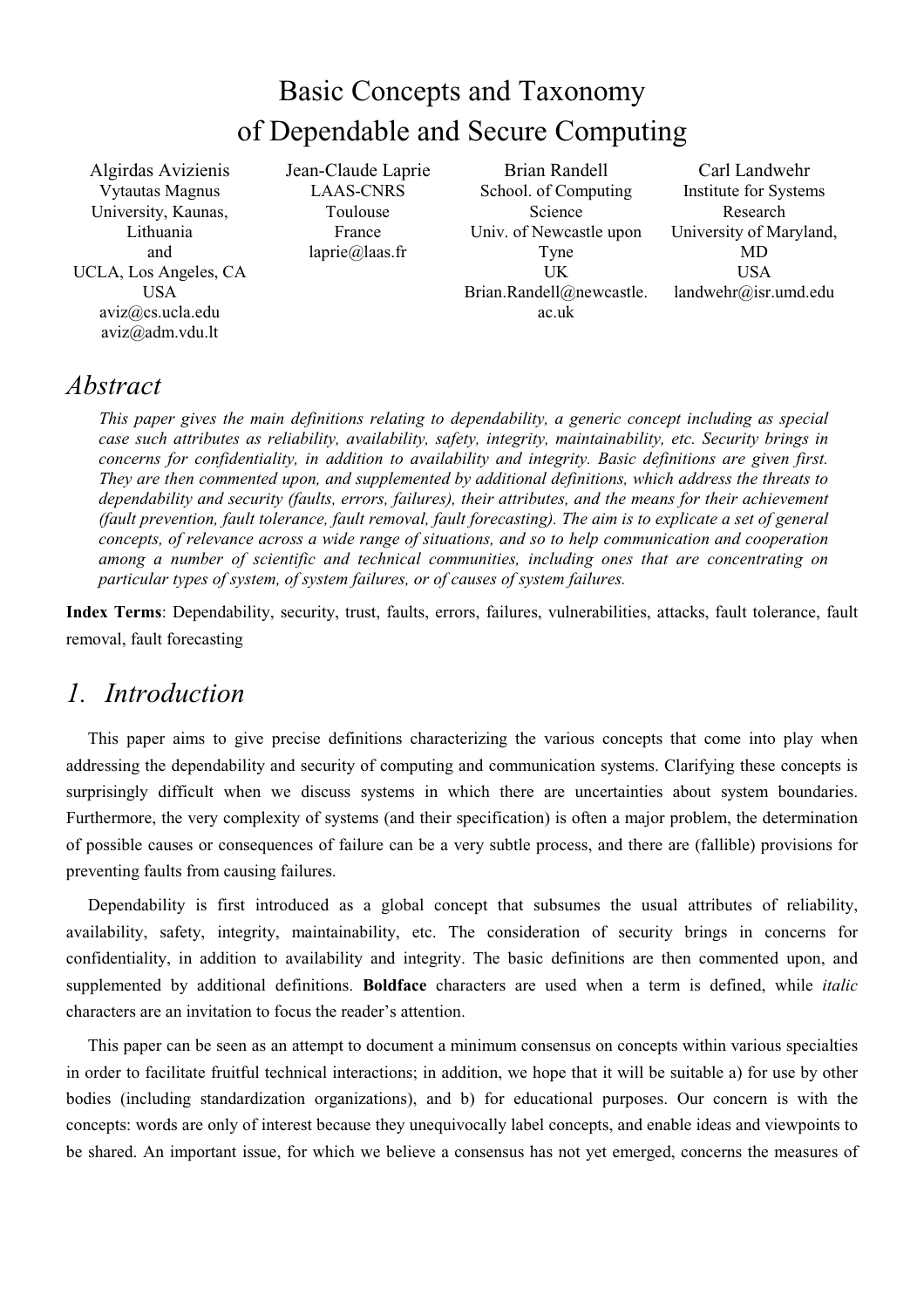#  Basic Concepts and Taxonomy of Dependable and Secure Computing

| Algirdas Avizienis | Jean-Claude Laprie | Brian Randell | Carl Landwehr |
| --- | --- | --- | --- |
| Vytautas Magnus University, Kaunas, Lithuania and UCLA, Los Angeles, CA USA | LAAS-CNRS Toulouse France | School. of Computing Science Univ. of Newcastle upon Tyne UK | Institute for Systems Research University of Maryland, MD USA |
| aviz@cs.ucla.edu aviz@adm.vdu.lt | laprie@laas.fr | Brian.Randell@newcastle.ac.uk | landwehr@isr.umd.edu |

## *Abstract*

*This paper gives the main definitions relating to dependability, a generic concept including as special case such attributes as reliability, availability, safety, integrity, maintainability, etc. Security brings in concerns for confidentiality, in addition to availability and integrity. Basic definitions are given first. They are then commented upon, and supplemented by additional definitions, which address the threats to dependability and security (faults, errors, failures), their attributes, and the means for their achievement (fault prevention, fault tolerance, fault removal, fault forecasting). The aim is to explicate a set of general concepts, of relevance across a wide range of situations, and so to help communication and cooperation among a number of scientific and technical communities, including ones that are concentrating on particular types of system, of system failures, or of causes of system failures.*

**Index Terms**: Dependability, security, trust, faults, errors, failures, vulnerabilities, attacks, fault tolerance, fault removal, fault forecasting

## *1. Introduction*

This paper aims to give precise definitions characterizing the various concepts that come into play when addressing the dependability and security of computing and communication systems. Clarifying these concepts is surprisingly difficult when we discuss systems in which there are uncertainties about system boundaries. Furthermore, the very complexity of systems (and their specification) is often a major problem, the determination of possible causes or consequences of failure can be a very subtle process, and there are (fallible) provisions for preventing faults from causing failures.

Dependability is first introduced as a global concept that subsumes the usual attributes of reliability, availability, safety, integrity, maintainability, etc. The consideration of security brings in concerns for confidentiality, in addition to availability and integrity. The basic definitions are then commented upon, and supplemented by additional definitions. **Boldface** characters are used when a term is defined, while *italic* characters are an invitation to focus the reader's attention.

This paper can be seen as an attempt to document a minimum consensus on concepts within various specialties in order to facilitate fruitful technical interactions; in addition, we hope that it will be suitable a) for use by other bodies (including standardization organizations), and b) for educational purposes. Our concern is with the concepts: words are only of interest because they unequivocally label concepts, and enable ideas and viewpoints to be shared. An important issue, for which we believe a consensus has not yet emerged, concerns the measures of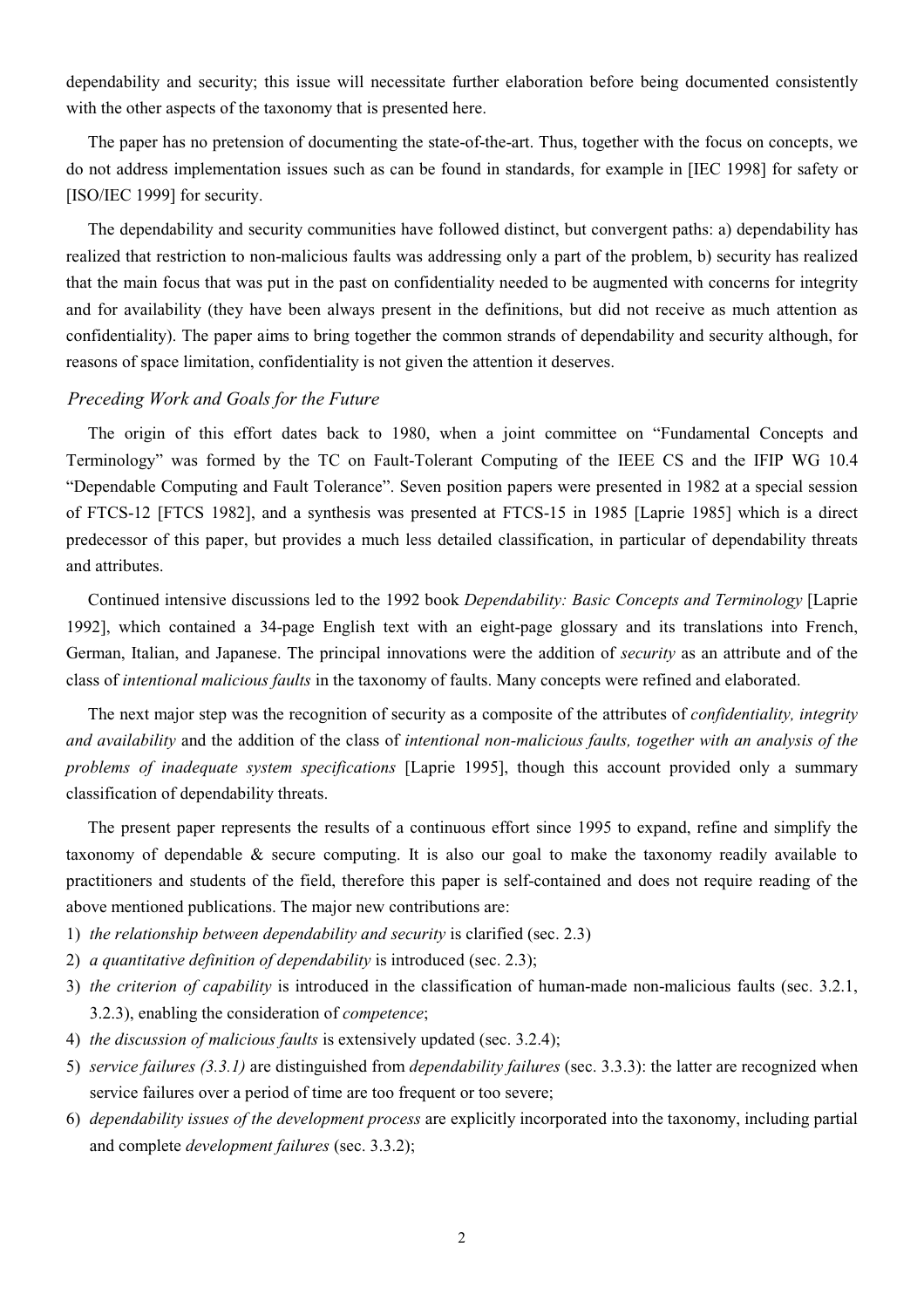dependability and security; this issue will necessitate further elaboration before being documented consistently with the other aspects of the taxonomy that is presented here.

The paper has no pretension of documenting the state-of-the-art. Thus, together with the focus on concepts, we do not address implementation issues such as can be found in standards, for example in [IEC 1998] for safety or [ISO/IEC 1999] for security.

The dependability and security communities have followed distinct, but convergent paths: a) dependability has realized that restriction to non-malicious faults was addressing only a part of the problem, b) security has realized that the main focus that was put in the past on confidentiality needed to be augmented with concerns for integrity and for availability (they have been always present in the definitions, but did not receive as much attention as confidentiality). The paper aims to bring together the common strands of dependability and security although, for reasons of space limitation, confidentiality is not given the attention it deserves.

### *Preceding Work and Goals for the Future*

The origin of this effort dates back to 1980, when a joint committee on "Fundamental Concepts and Terminology" was formed by the TC on Fault-Tolerant Computing of the IEEE CS and the IFIP WG 10.4 "Dependable Computing and Fault Tolerance". Seven position papers were presented in 1982 at a special session of FTCS-12 [FTCS 1982], and a synthesis was presented at FTCS-15 in 1985 [Laprie 1985] which is a direct predecessor of this paper, but provides a much less detailed classification, in particular of dependability threats and attributes.

Continued intensive discussions led to the 1992 book *Dependability: Basic Concepts and Terminology* [Laprie 1992], which contained a 34-page English text with an eight-page glossary and its translations into French, German, Italian, and Japanese. The principal innovations were the addition of *security* as an attribute and of the class of *intentional malicious faults* in the taxonomy of faults. Many concepts were refined and elaborated.

The next major step was the recognition of security as a composite of the attributes of *confidentiality, integrity and availability* and the addition of the class of *intentional non-malicious faults, together with an analysis of the problems of inadequate system specifications* [Laprie 1995], though this account provided only a summary classification of dependability threats.

The present paper represents the results of a continuous effort since 1995 to expand, refine and simplify the taxonomy of dependable & secure computing. It is also our goal to make the taxonomy readily available to practitioners and students of the field, therefore this paper is self-contained and does not require reading of the above mentioned publications. The major new contributions are:

1) *the relationship between dependability and security* is clarified (sec. 2.3)
2) *a quantitative definition of dependability* is introduced (sec. 2.3);
3) *the criterion of capability* is introduced in the classification of human-made non-malicious faults (sec. 3.2.1, 3.2.3), enabling the consideration of *competence*;
4) *the discussion of malicious faults* is extensively updated (sec. 3.2.4);
5) *service failures (3.3.1)* are distinguished from *dependability failures* (sec. 3.3.3): the latter are recognized when service failures over a period of time are too frequent or too severe;
6) *dependability issues of the development process* are explicitly incorporated into the taxonomy, including partial and complete *development failures* (sec. 3.3.2);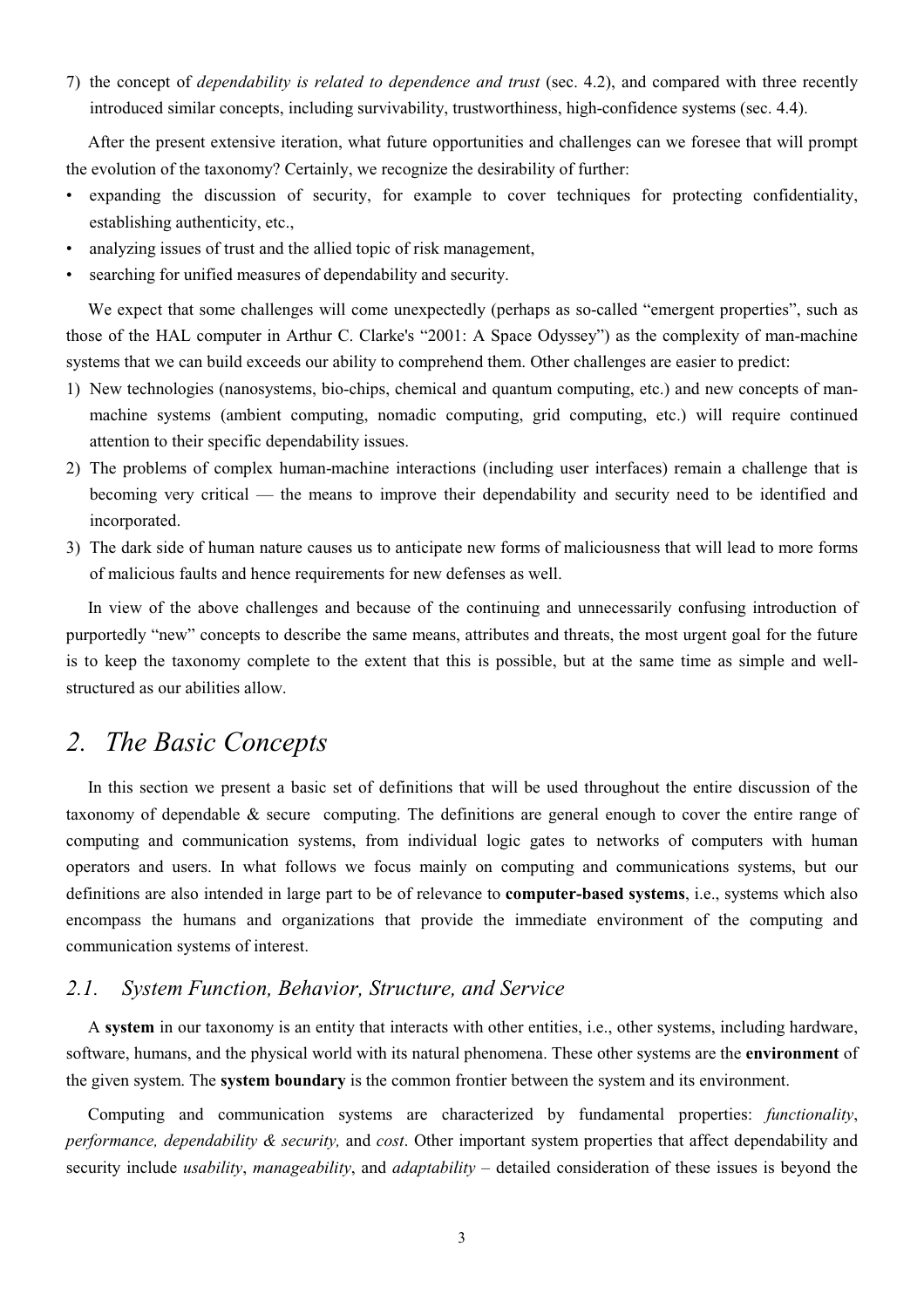7) the concept of *dependability is related to dependence and trust* (sec. 4.2), and compared with three recently introduced similar concepts, including survivability, trustworthiness, high-confidence systems (sec. 4.4).

After the present extensive iteration, what future opportunities and challenges can we foresee that will prompt the evolution of the taxonomy? Certainly, we recognize the desirability of further:

- expanding the discussion of security, for example to cover techniques for protecting confidentiality, establishing authenticity, etc.,
- analyzing issues of trust and the allied topic of risk management,
- searching for unified measures of dependability and security.

We expect that some challenges will come unexpectedly (perhaps as so-called "emergent properties", such as those of the HAL computer in Arthur C. Clarke's "2001: A Space Odyssey") as the complexity of man-machine systems that we can build exceeds our ability to comprehend them. Other challenges are easier to predict:

1) New technologies (nanosystems, bio-chips, chemical and quantum computing, etc.) and new concepts of man-machine systems (ambient computing, nomadic computing, grid computing, etc.) will require continued attention to their specific dependability issues.
2) The problems of complex human-machine interactions (including user interfaces) remain a challenge that is becoming very critical — the means to improve their dependability and security need to be identified and incorporated.
3) The dark side of human nature causes us to anticipate new forms of maliciousness that will lead to more forms of malicious faults and hence requirements for new defenses as well.

In view of the above challenges and because of the continuing and unnecessarily confusing introduction of purportedly "new" concepts to describe the same means, attributes and threats, the most urgent goal for the future is to keep the taxonomy complete to the extent that this is possible, but at the same time as simple and well-structured as our abilities allow.

# *2. The Basic Concepts*

In this section we present a basic set of definitions that will be used throughout the entire discussion of the taxonomy of dependable & secure computing. The definitions are general enough to cover the entire range of computing and communication systems, from individual logic gates to networks of computers with human operators and users. In what follows we focus mainly on computing and communications systems, but our definitions are also intended in large part to be of relevance to **computer-based systems**, i.e., systems which also encompass the humans and organizations that provide the immediate environment of the computing and communication systems of interest.

## *2.1. System Function, Behavior, Structure, and Service*

A **system** in our taxonomy is an entity that interacts with other entities, i.e., other systems, including hardware, software, humans, and the physical world with its natural phenomena. These other systems are the **environment** of the given system. The **system boundary** is the common frontier between the system and its environment.

Computing and communication systems are characterized by fundamental properties: *functionality*, *performance, dependability & security,* and *cost*. Other important system properties that affect dependability and security include *usability*, *manageability*, and *adaptability* – detailed consideration of these issues is beyond the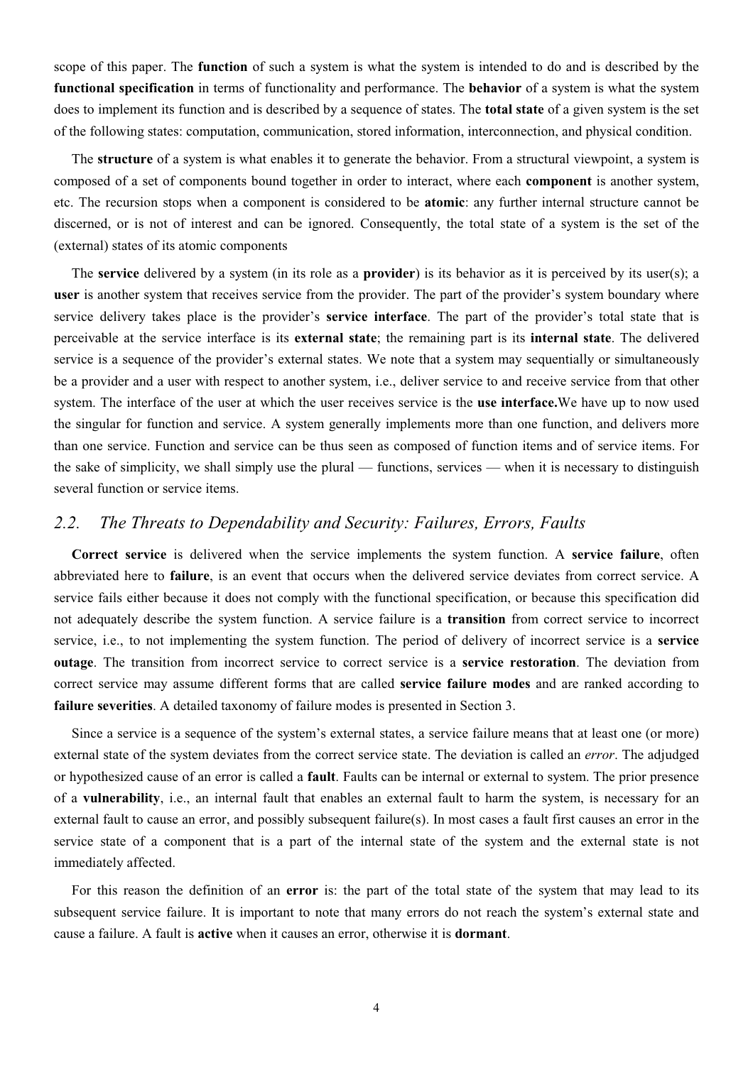scope of this paper. The **function** of such a system is what the system is intended to do and is described by the **functional specification** in terms of functionality and performance. The **behavior** of a system is what the system does to implement its function and is described by a sequence of states. The **total state** of a given system is the set of the following states: computation, communication, stored information, interconnection, and physical condition.

The **structure** of a system is what enables it to generate the behavior. From a structural viewpoint, a system is composed of a set of components bound together in order to interact, where each **component** is another system, etc. The recursion stops when a component is considered to be **atomic**: any further internal structure cannot be discerned, or is not of interest and can be ignored. Consequently, the total state of a system is the set of the (external) states of its atomic components

The **service** delivered by a system (in its role as a **provider**) is its behavior as it is perceived by its user(s); a **user** is another system that receives service from the provider. The part of the provider's system boundary where service delivery takes place is the provider's **service interface**. The part of the provider's total state that is perceivable at the service interface is its **external state**; the remaining part is its **internal state**. The delivered service is a sequence of the provider's external states. We note that a system may sequentially or simultaneously be a provider and a user with respect to another system, i.e., deliver service to and receive service from that other system. The interface of the user at which the user receives service is the **use interface.**We have up to now used the singular for function and service. A system generally implements more than one function, and delivers more than one service. Function and service can be thus seen as composed of function items and of service items. For the sake of simplicity, we shall simply use the plural — functions, services — when it is necessary to distinguish several function or service items.

## *2.2. The Threats to Dependability and Security: Failures, Errors, Faults*

**Correct service** is delivered when the service implements the system function. A **service failure**, often abbreviated here to **failure**, is an event that occurs when the delivered service deviates from correct service. A service fails either because it does not comply with the functional specification, or because this specification did not adequately describe the system function. A service failure is a **transition** from correct service to incorrect service, i.e., to not implementing the system function. The period of delivery of incorrect service is a **service outage**. The transition from incorrect service to correct service is a **service restoration**. The deviation from correct service may assume different forms that are called **service failure modes** and are ranked according to **failure severities**. A detailed taxonomy of failure modes is presented in Section 3.

Since a service is a sequence of the system's external states, a service failure means that at least one (or more) external state of the system deviates from the correct service state. The deviation is called an *error*. The adjudged or hypothesized cause of an error is called a **fault**. Faults can be internal or external to system. The prior presence of a **vulnerability**, i.e., an internal fault that enables an external fault to harm the system, is necessary for an external fault to cause an error, and possibly subsequent failure(s). In most cases a fault first causes an error in the service state of a component that is a part of the internal state of the system and the external state is not immediately affected.

For this reason the definition of an **error** is: the part of the total state of the system that may lead to its subsequent service failure. It is important to note that many errors do not reach the system's external state and cause a failure. A fault is **active** when it causes an error, otherwise it is **dormant**.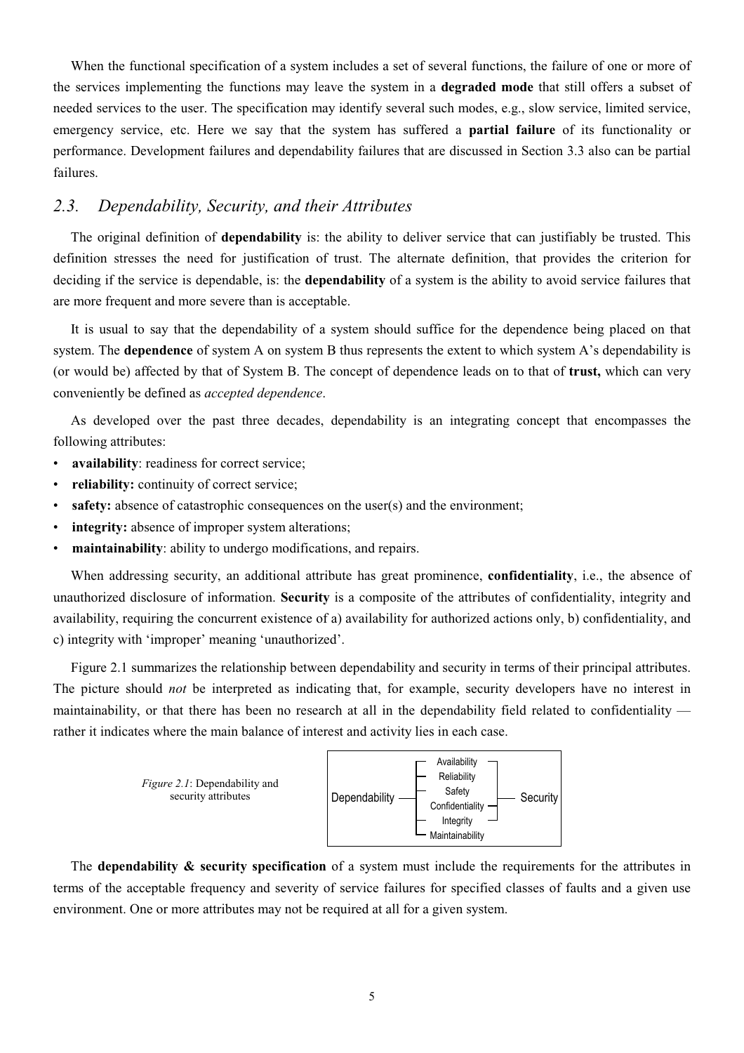When the functional specification of a system includes a set of several functions, the failure of one or more of the services implementing the functions may leave the system in a **degraded mode** that still offers a subset of needed services to the user. The specification may identify several such modes, e.g., slow service, limited service, emergency service, etc. Here we say that the system has suffered a **partial failure** of its functionality or performance. Development failures and dependability failures that are discussed in Section 3.3 also can be partial failures.

## *2.3. Dependability, Security, and their Attributes*

The original definition of **dependability** is: the ability to deliver service that can justifiably be trusted. This definition stresses the need for justification of trust. The alternate definition, that provides the criterion for deciding if the service is dependable, is: the **dependability** of a system is the ability to avoid service failures that are more frequent and more severe than is acceptable.

It is usual to say that the dependability of a system should suffice for the dependence being placed on that system. The **dependence** of system A on system B thus represents the extent to which system A's dependability is (or would be) affected by that of System B. The concept of dependence leads on to that of **trust,** which can very conveniently be defined as *accepted dependence*.

As developed over the past three decades, dependability is an integrating concept that encompasses the following attributes:

- **availability**: readiness for correct service;
- **reliability:** continuity of correct service;
- **safety:** absence of catastrophic consequences on the user(s) and the environment;
- **integrity:** absence of improper system alterations;
- **maintainability**: ability to undergo modifications, and repairs.

When addressing security, an additional attribute has great prominence, **confidentiality**, i.e., the absence of unauthorized disclosure of information. **Security** is a composite of the attributes of confidentiality, integrity and availability, requiring the concurrent existence of a) availability for authorized actions only, b) confidentiality, and c) integrity with 'improper' meaning 'unauthorized'.

Figure 2.1 summarizes the relationship between dependability and security in terms of their principal attributes. The picture should *not* be interpreted as indicating that, for example, security developers have no interest in maintainability, or that there has been no research at all in the dependability field related to confidentiality — rather it indicates where the main balance of interest and activity lies in each case.

```
                  ┌─ Availability ─┐
                  ├─ Reliability   │
                  ├─ Safety        │
Dependability ────┤  Confidentiality ├──── Security
                  ├─ Integrity    ─┘
                  └─ Maintainability
```

*Figure 2.1*: Dependability and security attributes

The **dependability & security specification** of a system must include the requirements for the attributes in terms of the acceptable frequency and severity of service failures for specified classes of faults and a given use environment. One or more attributes may not be required at all for a given system.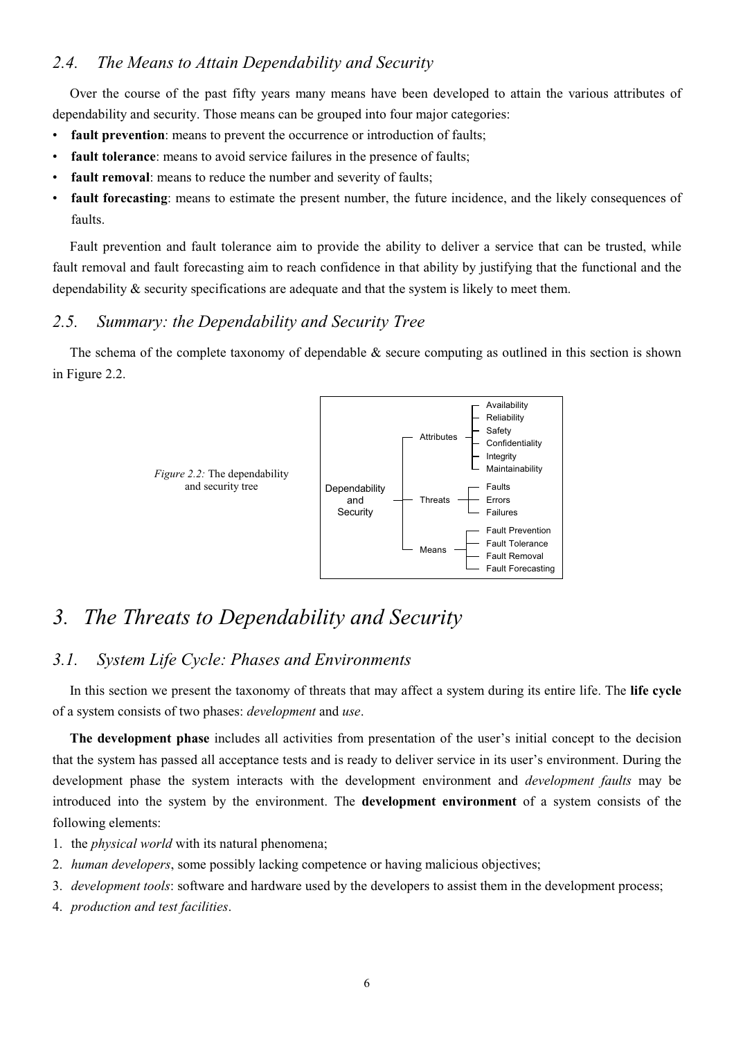### 2.4. The Means to Attain Dependability and Security

Over the course of the past fifty years many means have been developed to attain the various attributes of dependability and security. Those means can be grouped into four major categories:

- **fault prevention**: means to prevent the occurrence or introduction of faults;
- **fault tolerance**: means to avoid service failures in the presence of faults;
- **fault removal**: means to reduce the number and severity of faults;
- **fault forecasting**: means to estimate the present number, the future incidence, and the likely consequences of faults.

Fault prevention and fault tolerance aim to provide the ability to deliver a service that can be trusted, while fault removal and fault forecasting aim to reach confidence in that ability by justifying that the functional and the dependability & security specifications are adequate and that the system is likely to meet them.

### 2.5. Summary: the Dependability and Security Tree

The schema of the complete taxonomy of dependable & secure computing as outlined in this section is shown in Figure 2.2.

- Dependability and Security
  - Attributes
    - Availability
    - Reliability
    - Safety
    - Confidentiality
    - Integrity
    - Maintainability
  - Threats
    - Faults
    - Errors
    - Failures
  - Means
    - Fault Prevention
    - Fault Tolerance
    - Fault Removal
    - Fault Forecasting

*Figure 2.2:* The dependability and security tree

# 3. The Threats to Dependability and Security

### 3.1. System Life Cycle: Phases and Environments

In this section we present the taxonomy of threats that may affect a system during its entire life. The **life cycle** of a system consists of two phases: *development* and *use*.

**The development phase** includes all activities from presentation of the user's initial concept to the decision that the system has passed all acceptance tests and is ready to deliver service in its user's environment. During the development phase the system interacts with the development environment and *development faults* may be introduced into the system by the environment. The **development environment** of a system consists of the following elements:

1. the *physical world* with its natural phenomena;
2. *human developers*, some possibly lacking competence or having malicious objectives;
3. *development tools*: software and hardware used by the developers to assist them in the development process;
4. *production and test facilities*.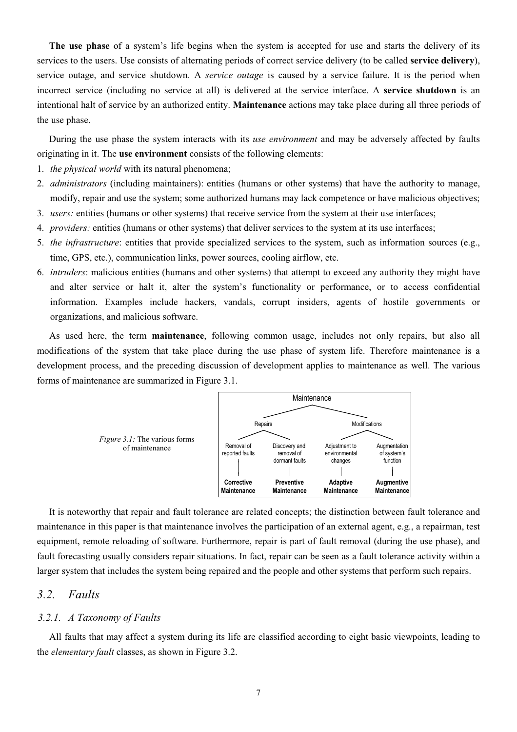**The use phase** of a system's life begins when the system is accepted for use and starts the delivery of its services to the users. Use consists of alternating periods of correct service delivery (to be called **service delivery**), service outage, and service shutdown. A *service outage* is caused by a service failure. It is the period when incorrect service (including no service at all) is delivered at the service interface. A **service shutdown** is an intentional halt of service by an authorized entity. **Maintenance** actions may take place during all three periods of the use phase.

During the use phase the system interacts with its *use environment* and may be adversely affected by faults originating in it. The **use environment** consists of the following elements:

1. *the physical world* with its natural phenomena;
2. *administrators* (including maintainers): entities (humans or other systems) that have the authority to manage, modify, repair and use the system; some authorized humans may lack competence or have malicious objectives;
3. *users:* entities (humans or other systems) that receive service from the system at their use interfaces;
4. *providers:* entities (humans or other systems) that deliver services to the system at its use interfaces;
5. *the infrastructure*: entities that provide specialized services to the system, such as information sources (e.g., time, GPS, etc.), communication links, power sources, cooling airflow, etc.
6. *intruders*: malicious entities (humans and other systems) that attempt to exceed any authority they might have and alter service or halt it, alter the system's functionality or performance, or to access confidential information. Examples include hackers, vandals, corrupt insiders, agents of hostile governments or organizations, and malicious software.

As used here, the term **maintenance**, following common usage, includes not only repairs, but also all modifications of the system that take place during the use phase of system life. Therefore maintenance is a development process, and the preceding discussion of development applies to maintenance as well. The various forms of maintenance are summarized in Figure 3.1.

| Maintenance | | | |
|---|---|---|---|
| Repairs | | Modifications | |
| Removal of reported faults | Discovery and removal of dormant faults | Adjustment to environmental changes | Augmentation of system's function |
| **Corrective Maintenance** | **Preventive Maintenance** | **Adaptive Maintenance** | **Augmentive Maintenance** |

*Figure 3.1:* The various forms of maintenance

It is noteworthy that repair and fault tolerance are related concepts; the distinction between fault tolerance and maintenance in this paper is that maintenance involves the participation of an external agent, e.g., a repairman, test equipment, remote reloading of software. Furthermore, repair is part of fault removal (during the use phase), and fault forecasting usually considers repair situations. In fact, repair can be seen as a fault tolerance activity within a larger system that includes the system being repaired and the people and other systems that perform such repairs.

## *3.2. Faults*

### *3.2.1. A Taxonomy of Faults*

All faults that may affect a system during its life are classified according to eight basic viewpoints, leading to the *elementary fault* classes, as shown in Figure 3.2.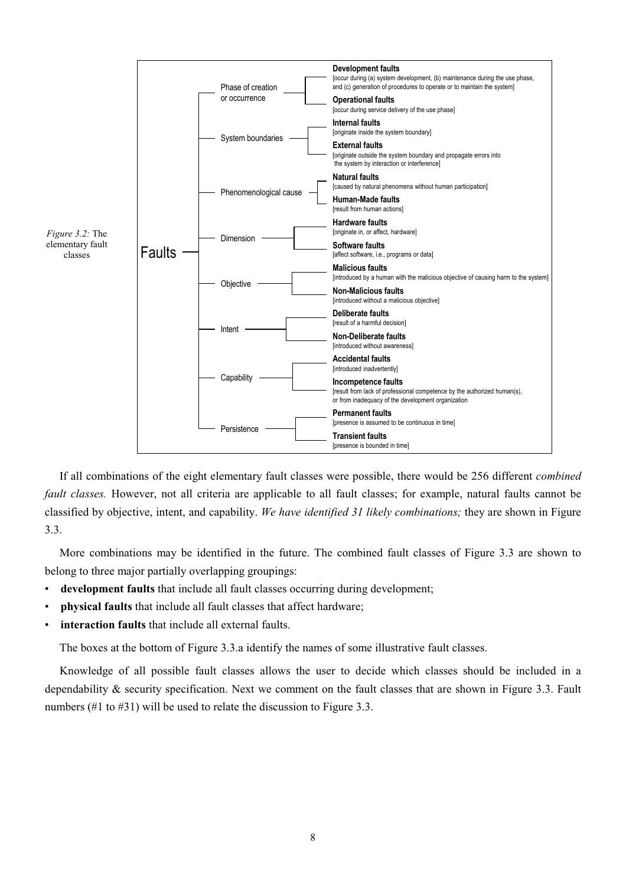*Figure 3.2:* The elementary fault classes

- **Faults**
  - Phase of creation or occurrence
    - **Development faults** [occur during (a) system development, (b) maintenance during the use phase, and (c) generation of procedures to operate or to maintain the system]
    - **Operational faults** [occur during service delivery of the use phase]
  - System boundaries
    - **Internal faults** [originate inside the system boundary]
    - **External faults** [originate outside the system boundary and propagate errors into the system by interaction or interference]
  - Phenomenological cause
    - **Natural faults** [caused by natural phenomena without human participation]
    - **Human-Made faults** [result from human actions]
  - Dimension
    - **Hardware faults** [originate in, or affect, hardware]
    - **Software faults** [affect software, i.e., programs or data]
  - Objective
    - **Malicious faults** [introduced by a human with the malicious objective of causing harm to the system]
    - **Non-Malicious faults** [introduced without a malicious objective]
  - Intent
    - **Deliberate faults** [result of a harmful decision]
    - **Non-Deliberate faults** [introduced without awareness]
  - Capability
    - **Accidental faults** [introduced inadvertently]
    - **Incompetence faults** [result from lack of professional competence by the authorized human(s), or from inadequacy of the development organization]
  - Persistence
    - **Permanent faults** [presence is assumed to be continuous in time]
    - **Transient faults** [presence is bounded in time]

If all combinations of the eight elementary fault classes were possible, there would be 256 different *combined fault classes.* However, not all criteria are applicable to all fault classes; for example, natural faults cannot be classified by objective, intent, and capability. *We have identified 31 likely combinations;* they are shown in Figure 3.3.

More combinations may be identified in the future. The combined fault classes of Figure 3.3 are shown to belong to three major partially overlapping groupings:

- **development faults** that include all fault classes occurring during development;
- **physical faults** that include all fault classes that affect hardware;
- **interaction faults** that include all external faults.

The boxes at the bottom of Figure 3.3.a identify the names of some illustrative fault classes.

Knowledge of all possible fault classes allows the user to decide which classes should be included in a dependability & security specification. Next we comment on the fault classes that are shown in Figure 3.3. Fault numbers (#1 to #31) will be used to relate the discussion to Figure 3.3.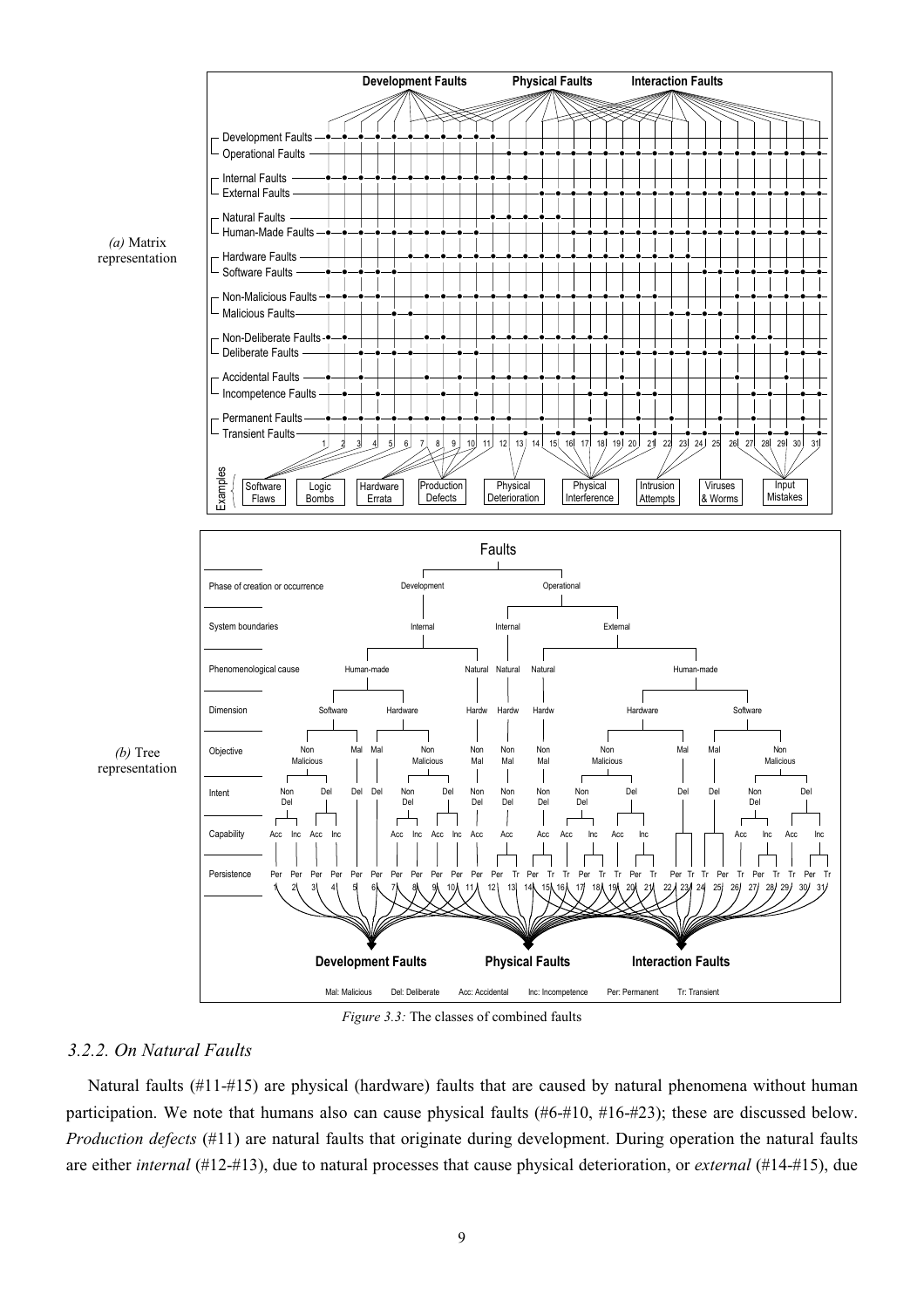*(a)* Matrix representation

*(b)* Tree representation

*Figure 3.3:* The classes of combined faults

### *3.2.2. On Natural Faults*

Natural faults (#11-#15) are physical (hardware) faults that are caused by natural phenomena without human participation. We note that humans also can cause physical faults (#6-#10, #16-#23); these are discussed below. *Production defects* (#11) are natural faults that originate during development. During operation the natural faults are either *internal* (#12-#13), due to natural processes that cause physical deterioration, or *external* (#14-#15), due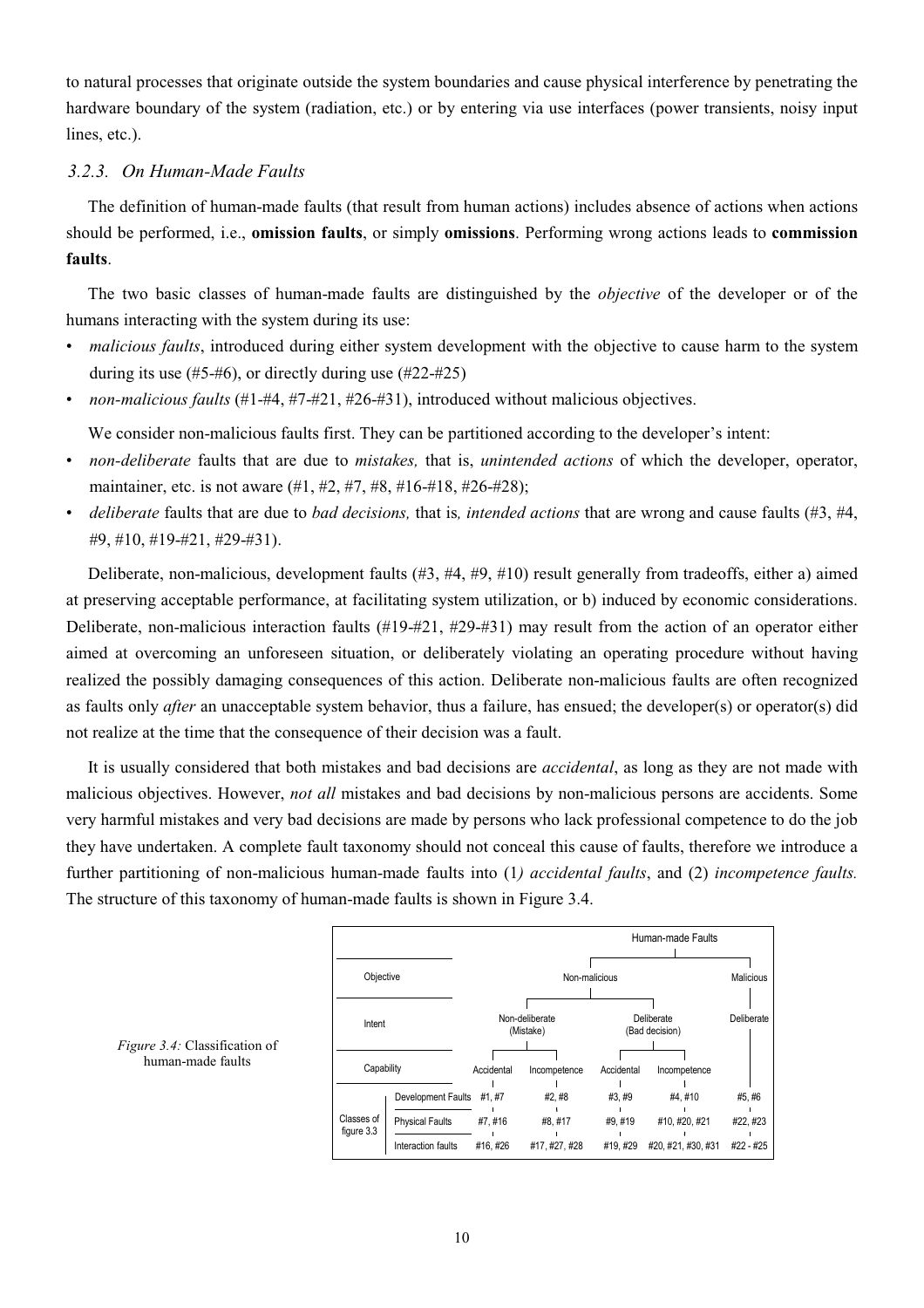to natural processes that originate outside the system boundaries and cause physical interference by penetrating the hardware boundary of the system (radiation, etc.) or by entering via use interfaces (power transients, noisy input lines, etc.).

### *3.2.3. On Human-Made Faults*

The definition of human-made faults (that result from human actions) includes absence of actions when actions should be performed, i.e., **omission faults**, or simply **omissions**. Performing wrong actions leads to **commission faults**.

The two basic classes of human-made faults are distinguished by the *objective* of the developer or of the humans interacting with the system during its use:

- *malicious faults*, introduced during either system development with the objective to cause harm to the system during its use (#5-#6), or directly during use (#22-#25)
- *non-malicious faults* (#1-#4, #7-#21, #26-#31), introduced without malicious objectives.

We consider non-malicious faults first. They can be partitioned according to the developer's intent:

- *non-deliberate* faults that are due to *mistakes,* that is, *unintended actions* of which the developer, operator, maintainer, etc. is not aware (#1, #2, #7, #8, #16-#18, #26-#28);
- *deliberate* faults that are due to *bad decisions,* that is*, intended actions* that are wrong and cause faults (#3, #4, #9, #10, #19-#21, #29-#31).

Deliberate, non-malicious, development faults (#3, #4, #9, #10) result generally from tradeoffs, either a) aimed at preserving acceptable performance, at facilitating system utilization, or b) induced by economic considerations. Deliberate, non-malicious interaction faults (#19-#21, #29-#31) may result from the action of an operator either aimed at overcoming an unforeseen situation, or deliberately violating an operating procedure without having realized the possibly damaging consequences of this action. Deliberate non-malicious faults are often recognized as faults only *after* an unacceptable system behavior, thus a failure, has ensued; the developer(s) or operator(s) did not realize at the time that the consequence of their decision was a fault.

It is usually considered that both mistakes and bad decisions are *accidental*, as long as they are not made with malicious objectives. However, *not all* mistakes and bad decisions by non-malicious persons are accidents. Some very harmful mistakes and very bad decisions are made by persons who lack professional competence to do the job they have undertaken. A complete fault taxonomy should not conceal this cause of faults, therefore we introduce a further partitioning of non-malicious human-made faults into (1*) accidental faults*, and (2) *incompetence faults.* The structure of this taxonomy of human-made faults is shown in Figure 3.4.

| | | Human-made Faults | | | | |
|---|---|---|---|---|---|---|
| Objective | | Non-malicious | | | | Malicious |
| Intent | | Non-deliberate (Mistake) | | Deliberate (Bad decision) | | Deliberate |
| Capability | | Accidental | Incompetence | Accidental | Incompetence | |
| Classes of figure 3.3 | Development Faults | #1, #7 | #2, #8 | #3, #9 | #4, #10 | #5, #6 |
| | Physical Faults | #7, #16 | #8, #17 | #9, #19 | #10, #20, #21 | #22, #23 |
| | Interaction faults | #16, #26 | #17, #27, #28 | #19, #29 | #20, #21, #30, #31 | #22 - #25 |

*Figure 3.4:* Classification of human-made faults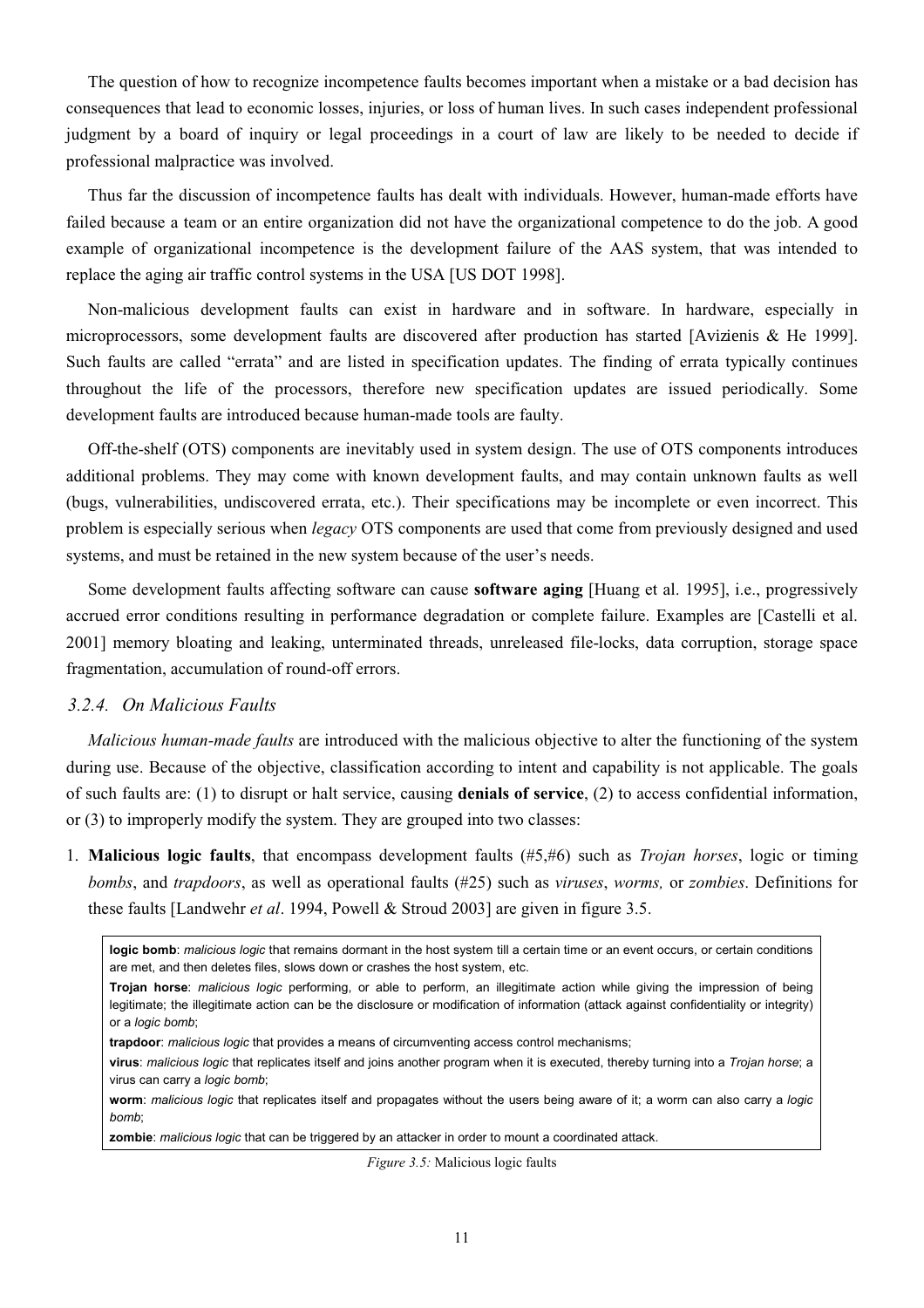The question of how to recognize incompetence faults becomes important when a mistake or a bad decision has consequences that lead to economic losses, injuries, or loss of human lives. In such cases independent professional judgment by a board of inquiry or legal proceedings in a court of law are likely to be needed to decide if professional malpractice was involved.

Thus far the discussion of incompetence faults has dealt with individuals. However, human-made efforts have failed because a team or an entire organization did not have the organizational competence to do the job. A good example of organizational incompetence is the development failure of the AAS system, that was intended to replace the aging air traffic control systems in the USA [US DOT 1998].

Non-malicious development faults can exist in hardware and in software. In hardware, especially in microprocessors, some development faults are discovered after production has started [Avizienis & He 1999]. Such faults are called "errata" and are listed in specification updates. The finding of errata typically continues throughout the life of the processors, therefore new specification updates are issued periodically. Some development faults are introduced because human-made tools are faulty.

Off-the-shelf (OTS) components are inevitably used in system design. The use of OTS components introduces additional problems. They may come with known development faults, and may contain unknown faults as well (bugs, vulnerabilities, undiscovered errata, etc.). Their specifications may be incomplete or even incorrect. This problem is especially serious when *legacy* OTS components are used that come from previously designed and used systems, and must be retained in the new system because of the user's needs.

Some development faults affecting software can cause **software aging** [Huang et al. 1995], i.e., progressively accrued error conditions resulting in performance degradation or complete failure. Examples are [Castelli et al. 2001] memory bloating and leaking, unterminated threads, unreleased file-locks, data corruption, storage space fragmentation, accumulation of round-off errors.

### *3.2.4. On Malicious Faults*

*Malicious human-made faults* are introduced with the malicious objective to alter the functioning of the system during use. Because of the objective, classification according to intent and capability is not applicable. The goals of such faults are: (1) to disrupt or halt service, causing **denials of service**, (2) to access confidential information, or (3) to improperly modify the system. They are grouped into two classes:

1. **Malicious logic faults**, that encompass development faults (#5,#6) such as *Trojan horses*, logic or timing *bombs*, and *trapdoors*, as well as operational faults (#25) such as *viruses*, *worms,* or *zombies*. Definitions for these faults [Landwehr *et al*. 1994, Powell & Stroud 2003] are given in figure 3.5.

**logic bomb**: *malicious logic* that remains dormant in the host system till a certain time or an event occurs, or certain conditions are met, and then deletes files, slows down or crashes the host system, etc.

**Trojan horse**: *malicious logic* performing, or able to perform, an illegitimate action while giving the impression of being legitimate; the illegitimate action can be the disclosure or modification of information (attack against confidentiality or integrity) or a *logic bomb*;

**trapdoor**: *malicious logic* that provides a means of circumventing access control mechanisms;

**virus**: *malicious logic* that replicates itself and joins another program when it is executed, thereby turning into a *Trojan horse*; a virus can carry a *logic bomb*;

**worm**: *malicious logic* that replicates itself and propagates without the users being aware of it; a worm can also carry a *logic bomb*;

**zombie**: *malicious logic* that can be triggered by an attacker in order to mount a coordinated attack.

*Figure 3.5:* Malicious logic faults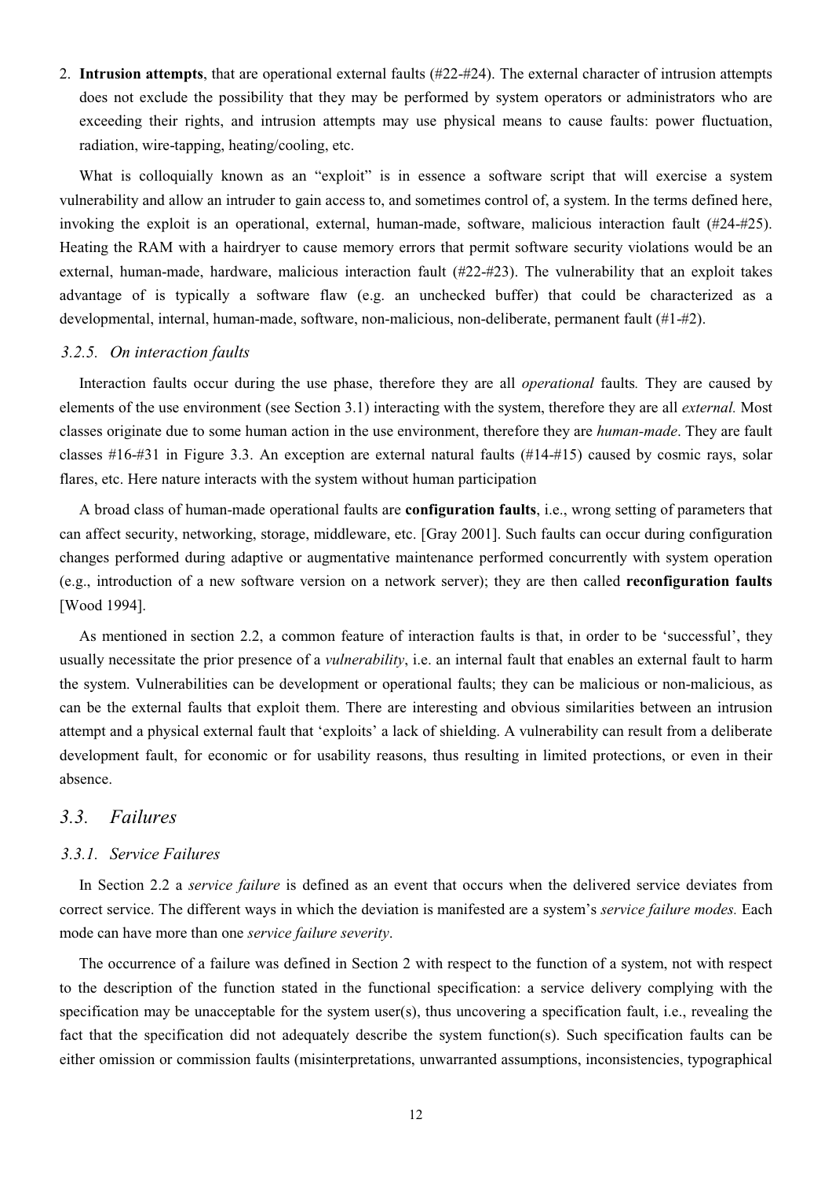2. **Intrusion attempts**, that are operational external faults (#22-#24). The external character of intrusion attempts does not exclude the possibility that they may be performed by system operators or administrators who are exceeding their rights, and intrusion attempts may use physical means to cause faults: power fluctuation, radiation, wire-tapping, heating/cooling, etc.

What is colloquially known as an "exploit" is in essence a software script that will exercise a system vulnerability and allow an intruder to gain access to, and sometimes control of, a system. In the terms defined here, invoking the exploit is an operational, external, human-made, software, malicious interaction fault (#24-#25). Heating the RAM with a hairdryer to cause memory errors that permit software security violations would be an external, human-made, hardware, malicious interaction fault (#22-#23). The vulnerability that an exploit takes advantage of is typically a software flaw (e.g. an unchecked buffer) that could be characterized as a developmental, internal, human-made, software, non-malicious, non-deliberate, permanent fault (#1-#2).

### *3.2.5. On interaction faults*

Interaction faults occur during the use phase, therefore they are all *operational* faults*.* They are caused by elements of the use environment (see Section 3.1) interacting with the system, therefore they are all *external.* Most classes originate due to some human action in the use environment, therefore they are *human-made*. They are fault classes #16-#31 in Figure 3.3. An exception are external natural faults (#14-#15) caused by cosmic rays, solar flares, etc. Here nature interacts with the system without human participation

A broad class of human-made operational faults are **configuration faults**, i.e., wrong setting of parameters that can affect security, networking, storage, middleware, etc. [Gray 2001]. Such faults can occur during configuration changes performed during adaptive or augmentative maintenance performed concurrently with system operation (e.g., introduction of a new software version on a network server); they are then called **reconfiguration faults** [Wood 1994].

As mentioned in section 2.2, a common feature of interaction faults is that, in order to be 'successful', they usually necessitate the prior presence of a *vulnerability*, i.e. an internal fault that enables an external fault to harm the system. Vulnerabilities can be development or operational faults; they can be malicious or non-malicious, as can be the external faults that exploit them. There are interesting and obvious similarities between an intrusion attempt and a physical external fault that 'exploits' a lack of shielding. A vulnerability can result from a deliberate development fault, for economic or for usability reasons, thus resulting in limited protections, or even in their absence.

## *3.3. Failures*

### *3.3.1. Service Failures*

In Section 2.2 a *service failure* is defined as an event that occurs when the delivered service deviates from correct service. The different ways in which the deviation is manifested are a system's *service failure modes.* Each mode can have more than one *service failure severity*.

The occurrence of a failure was defined in Section 2 with respect to the function of a system, not with respect to the description of the function stated in the functional specification: a service delivery complying with the specification may be unacceptable for the system user(s), thus uncovering a specification fault, i.e., revealing the fact that the specification did not adequately describe the system function(s). Such specification faults can be either omission or commission faults (misinterpretations, unwarranted assumptions, inconsistencies, typographical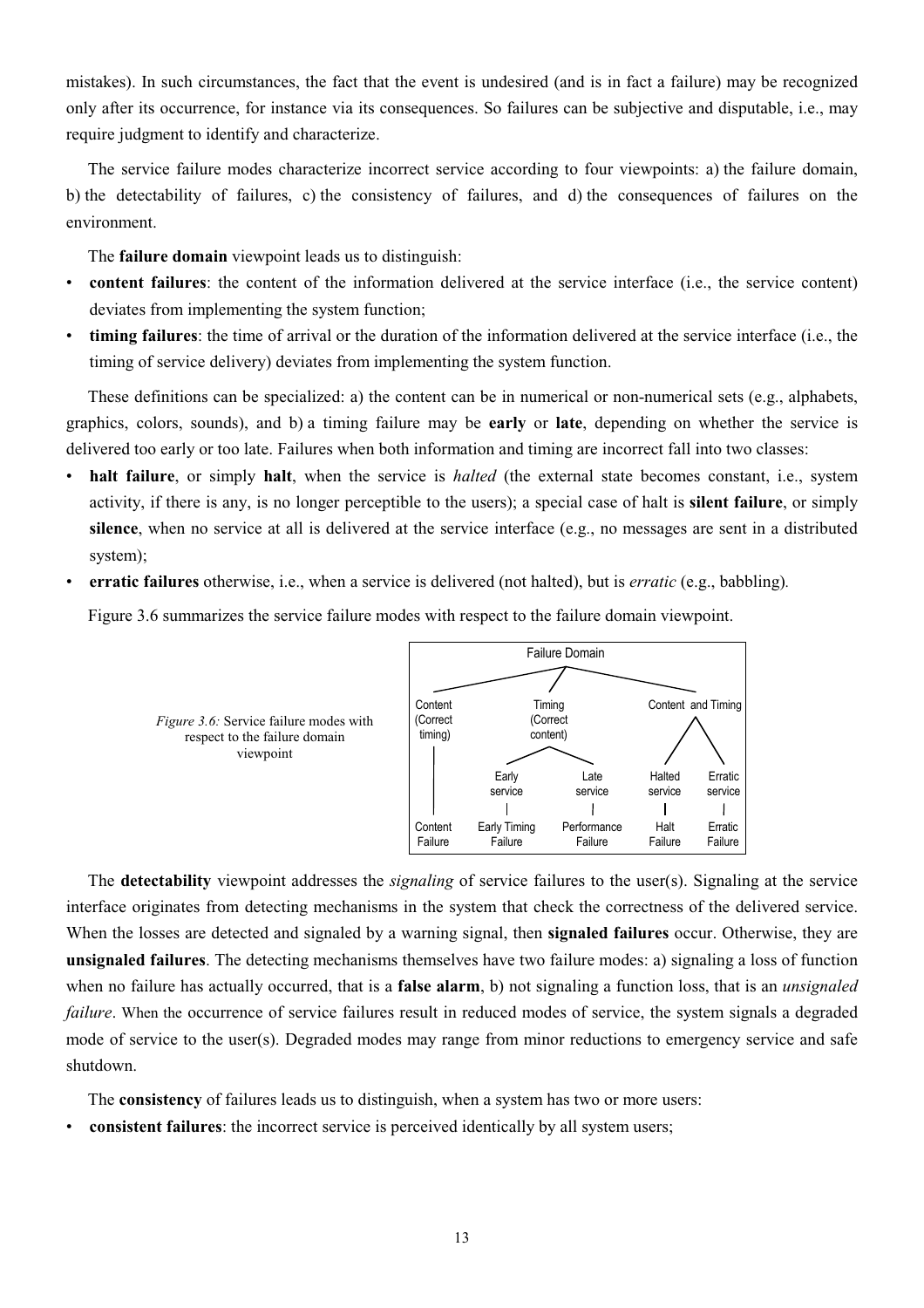mistakes). In such circumstances, the fact that the event is undesired (and is in fact a failure) may be recognized only after its occurrence, for instance via its consequences. So failures can be subjective and disputable, i.e., may require judgment to identify and characterize.

The service failure modes characterize incorrect service according to four viewpoints: a) the failure domain, b) the detectability of failures, c) the consistency of failures, and d) the consequences of failures on the environment.

The **failure domain** viewpoint leads us to distinguish:

- **content failures**: the content of the information delivered at the service interface (i.e., the service content) deviates from implementing the system function;
- **timing failures**: the time of arrival or the duration of the information delivered at the service interface (i.e., the timing of service delivery) deviates from implementing the system function.

These definitions can be specialized: a) the content can be in numerical or non-numerical sets (e.g., alphabets, graphics, colors, sounds), and b) a timing failure may be **early** or **late**, depending on whether the service is delivered too early or too late. Failures when both information and timing are incorrect fall into two classes:

- **halt failure**, or simply **halt**, when the service is *halted* (the external state becomes constant, i.e., system activity, if there is any, is no longer perceptible to the users); a special case of halt is **silent failure**, or simply **silence**, when no service at all is delivered at the service interface (e.g., no messages are sent in a distributed system);
- **erratic failures** otherwise, i.e., when a service is delivered (not halted), but is *erratic* (e.g., babbling).

Figure 3.6 summarizes the service failure modes with respect to the failure domain viewpoint.

Failure Domain

Content (Correct timing)

Timing (Correct content)

Content and Timing

Early service

Late service

Halted service

Erratic service

Content Failure

Early Timing Failure

Performance Failure

Halt Failure

Erratic Failure

*Figure 3.6:* Service failure modes with respect to the failure domain viewpoint

The **detectability** viewpoint addresses the *signaling* of service failures to the user(s). Signaling at the service interface originates from detecting mechanisms in the system that check the correctness of the delivered service. When the losses are detected and signaled by a warning signal, then **signaled failures** occur. Otherwise, they are **unsignaled failures**. The detecting mechanisms themselves have two failure modes: a) signaling a loss of function when no failure has actually occurred, that is a **false alarm**, b) not signaling a function loss, that is an *unsignaled failure*. When the occurrence of service failures result in reduced modes of service, the system signals a degraded mode of service to the user(s). Degraded modes may range from minor reductions to emergency service and safe shutdown.

The **consistency** of failures leads us to distinguish, when a system has two or more users:

- **consistent failures**: the incorrect service is perceived identically by all system users;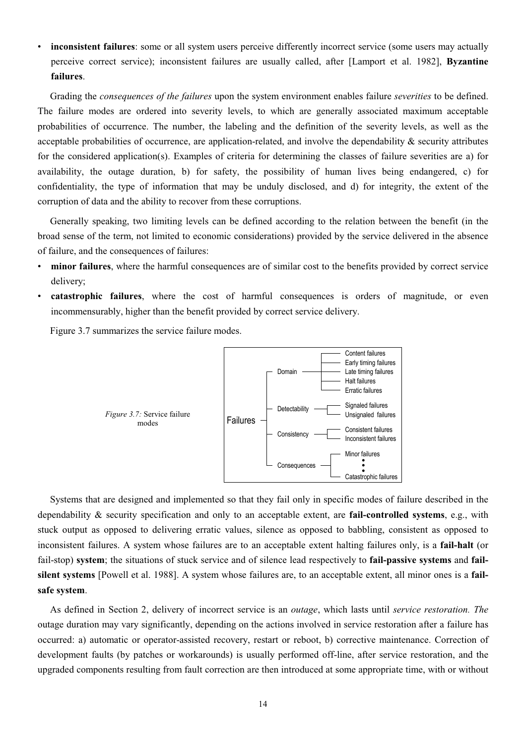- **inconsistent failures**: some or all system users perceive differently incorrect service (some users may actually perceive correct service); inconsistent failures are usually called, after [Lamport et al. 1982], **Byzantine failures**.

Grading the *consequences of the failures* upon the system environment enables failure *severities* to be defined. The failure modes are ordered into severity levels, to which are generally associated maximum acceptable probabilities of occurrence. The number, the labeling and the definition of the severity levels, as well as the acceptable probabilities of occurrence, are application-related, and involve the dependability & security attributes for the considered application(s). Examples of criteria for determining the classes of failure severities are a) for availability, the outage duration, b) for safety, the possibility of human lives being endangered, c) for confidentiality, the type of information that may be unduly disclosed, and d) for integrity, the extent of the corruption of data and the ability to recover from these corruptions.

Generally speaking, two limiting levels can be defined according to the relation between the benefit (in the broad sense of the term, not limited to economic considerations) provided by the service delivered in the absence of failure, and the consequences of failures:

- **minor failures**, where the harmful consequences are of similar cost to the benefits provided by correct service delivery;
- **catastrophic failures**, where the cost of harmful consequences is orders of magnitude, or even incommensurably, higher than the benefit provided by correct service delivery.

Figure 3.7 summarizes the service failure modes.

- Failures
  - Domain
    - Content failures
    - Early timing failures
    - Late timing failures
    - Halt failures
    - Erratic failures
  - Detectability
    - Signaled failures
    - Unsignaled failures
  - Consistency
    - Consistent failures
    - Inconsistent failures
  - Consequences
    - Minor failures
    - ⋮
    - Catastrophic failures

*Figure 3.7:* Service failure modes

Systems that are designed and implemented so that they fail only in specific modes of failure described in the dependability & security specification and only to an acceptable extent, are **fail-controlled systems**, e.g., with stuck output as opposed to delivering erratic values, silence as opposed to babbling, consistent as opposed to inconsistent failures. A system whose failures are to an acceptable extent halting failures only, is a **fail-halt** (or fail-stop) **system**; the situations of stuck service and of silence lead respectively to **fail-passive systems** and **fail-silent systems** [Powell et al. 1988]. A system whose failures are, to an acceptable extent, all minor ones is a **fail-safe system**.

As defined in Section 2, delivery of incorrect service is an *outage*, which lasts until *service restoration. The* outage duration may vary significantly, depending on the actions involved in service restoration after a failure has occurred: a) automatic or operator-assisted recovery, restart or reboot, b) corrective maintenance. Correction of development faults (by patches or workarounds) is usually performed off-line, after service restoration, and the upgraded components resulting from fault correction are then introduced at some appropriate time, with or without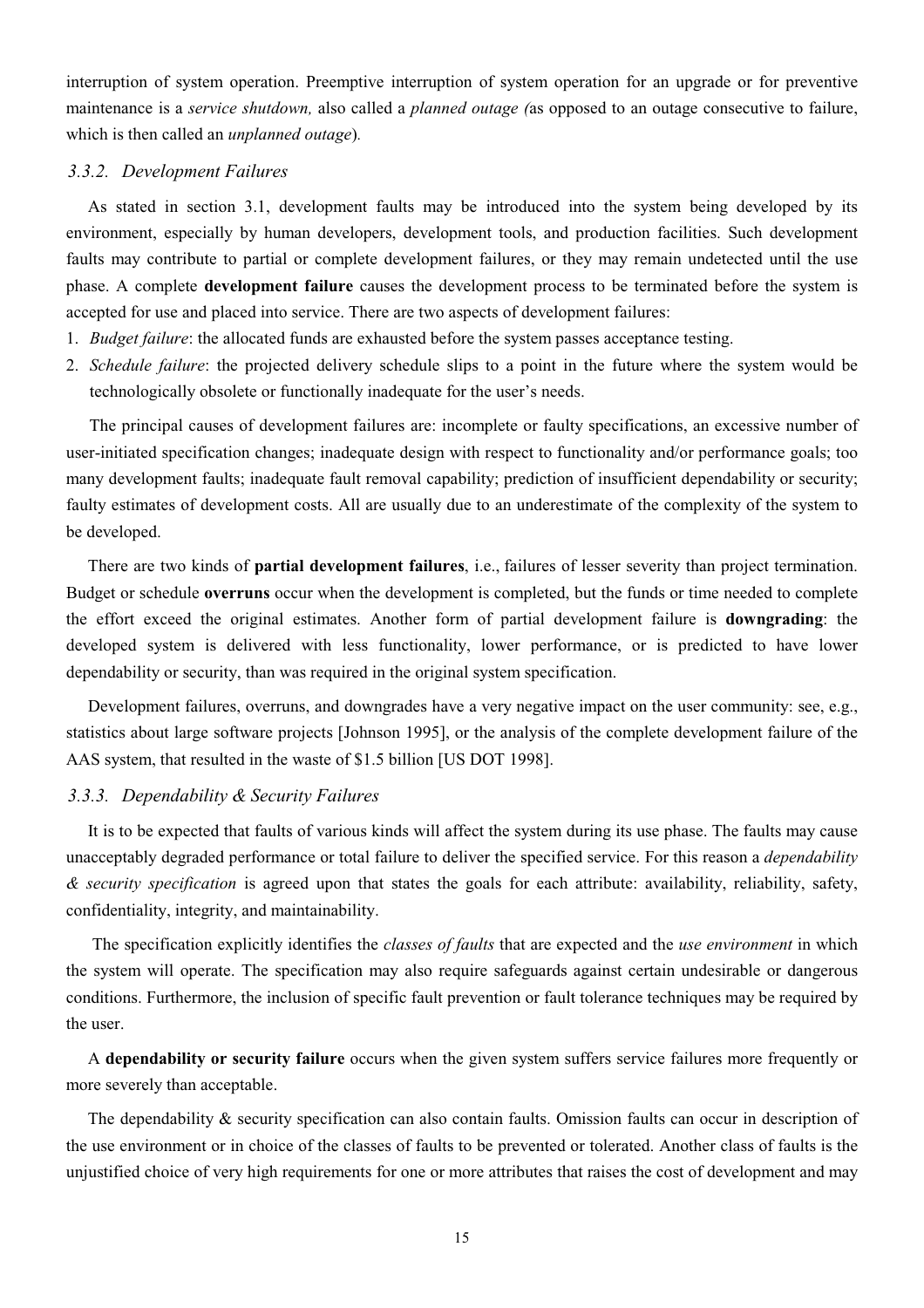interruption of system operation. Preemptive interruption of system operation for an upgrade or for preventive maintenance is a *service shutdown,* also called a *planned outage (*as opposed to an outage consecutive to failure, which is then called an *unplanned outage*)*.*

### *3.3.2. Development Failures*

As stated in section 3.1, development faults may be introduced into the system being developed by its environment, especially by human developers, development tools, and production facilities. Such development faults may contribute to partial or complete development failures, or they may remain undetected until the use phase. A complete **development failure** causes the development process to be terminated before the system is accepted for use and placed into service. There are two aspects of development failures:

1. *Budget failure*: the allocated funds are exhausted before the system passes acceptance testing.
2. *Schedule failure*: the projected delivery schedule slips to a point in the future where the system would be technologically obsolete or functionally inadequate for the user's needs.

The principal causes of development failures are: incomplete or faulty specifications, an excessive number of user-initiated specification changes; inadequate design with respect to functionality and/or performance goals; too many development faults; inadequate fault removal capability; prediction of insufficient dependability or security; faulty estimates of development costs. All are usually due to an underestimate of the complexity of the system to be developed.

There are two kinds of **partial development failures**, i.e., failures of lesser severity than project termination. Budget or schedule **overruns** occur when the development is completed, but the funds or time needed to complete the effort exceed the original estimates. Another form of partial development failure is **downgrading**: the developed system is delivered with less functionality, lower performance, or is predicted to have lower dependability or security, than was required in the original system specification.

Development failures, overruns, and downgrades have a very negative impact on the user community: see, e.g., statistics about large software projects [Johnson 1995], or the analysis of the complete development failure of the AAS system, that resulted in the waste of $1.5 billion [US DOT 1998].

### *3.3.3. Dependability & Security Failures*

It is to be expected that faults of various kinds will affect the system during its use phase. The faults may cause unacceptably degraded performance or total failure to deliver the specified service. For this reason a *dependability & security specification* is agreed upon that states the goals for each attribute: availability, reliability, safety, confidentiality, integrity, and maintainability.

The specification explicitly identifies the *classes of faults* that are expected and the *use environment* in which the system will operate. The specification may also require safeguards against certain undesirable or dangerous conditions. Furthermore, the inclusion of specific fault prevention or fault tolerance techniques may be required by the user.

A **dependability or security failure** occurs when the given system suffers service failures more frequently or more severely than acceptable.

The dependability & security specification can also contain faults. Omission faults can occur in description of the use environment or in choice of the classes of faults to be prevented or tolerated. Another class of faults is the unjustified choice of very high requirements for one or more attributes that raises the cost of development and may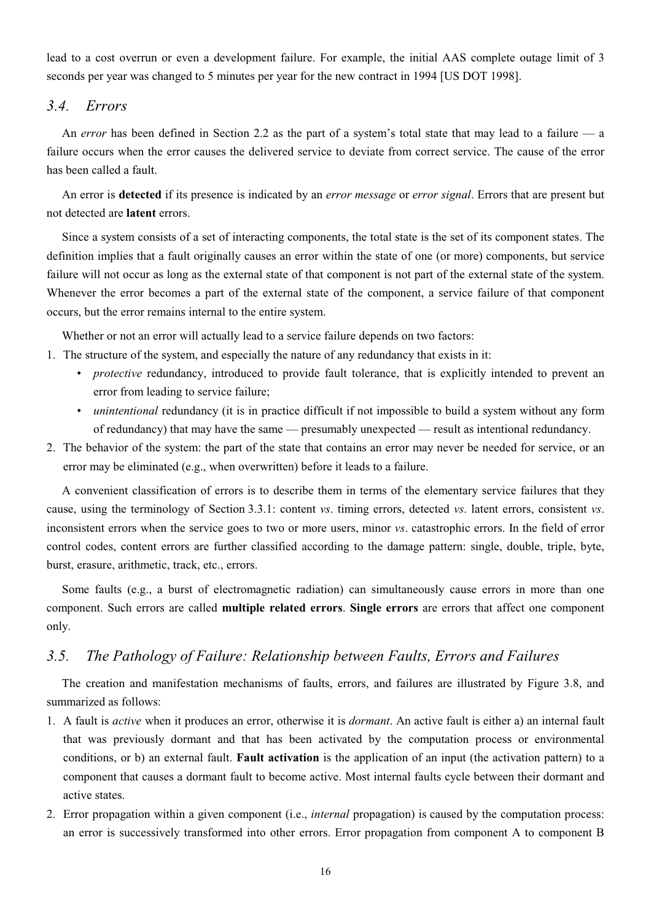lead to a cost overrun or even a development failure. For example, the initial AAS complete outage limit of 3 seconds per year was changed to 5 minutes per year for the new contract in 1994 [US DOT 1998].

### *3.4. Errors*

An *error* has been defined in Section 2.2 as the part of a system's total state that may lead to a failure — a failure occurs when the error causes the delivered service to deviate from correct service. The cause of the error has been called a fault.

An error is **detected** if its presence is indicated by an *error message* or *error signal*. Errors that are present but not detected are **latent** errors.

Since a system consists of a set of interacting components, the total state is the set of its component states. The definition implies that a fault originally causes an error within the state of one (or more) components, but service failure will not occur as long as the external state of that component is not part of the external state of the system. Whenever the error becomes a part of the external state of the component, a service failure of that component occurs, but the error remains internal to the entire system.

Whether or not an error will actually lead to a service failure depends on two factors:

1. The structure of the system, and especially the nature of any redundancy that exists in it:
   - *protective* redundancy, introduced to provide fault tolerance, that is explicitly intended to prevent an error from leading to service failure;
   - *unintentional* redundancy (it is in practice difficult if not impossible to build a system without any form of redundancy) that may have the same — presumably unexpected — result as intentional redundancy.
2. The behavior of the system: the part of the state that contains an error may never be needed for service, or an error may be eliminated (e.g., when overwritten) before it leads to a failure.

A convenient classification of errors is to describe them in terms of the elementary service failures that they cause, using the terminology of Section 3.3.1: content *vs*. timing errors, detected *vs*. latent errors, consistent *vs*. inconsistent errors when the service goes to two or more users, minor *vs*. catastrophic errors. In the field of error control codes, content errors are further classified according to the damage pattern: single, double, triple, byte, burst, erasure, arithmetic, track, etc., errors.

Some faults (e.g., a burst of electromagnetic radiation) can simultaneously cause errors in more than one component. Such errors are called **multiple related errors**. **Single errors** are errors that affect one component only.

### *3.5. The Pathology of Failure: Relationship between Faults, Errors and Failures*

The creation and manifestation mechanisms of faults, errors, and failures are illustrated by Figure 3.8, and summarized as follows:

1. A fault is *active* when it produces an error, otherwise it is *dormant*. An active fault is either a) an internal fault that was previously dormant and that has been activated by the computation process or environmental conditions, or b) an external fault. **Fault activation** is the application of an input (the activation pattern) to a component that causes a dormant fault to become active. Most internal faults cycle between their dormant and active states.
2. Error propagation within a given component (i.e., *internal* propagation) is caused by the computation process: an error is successively transformed into other errors. Error propagation from component A to component B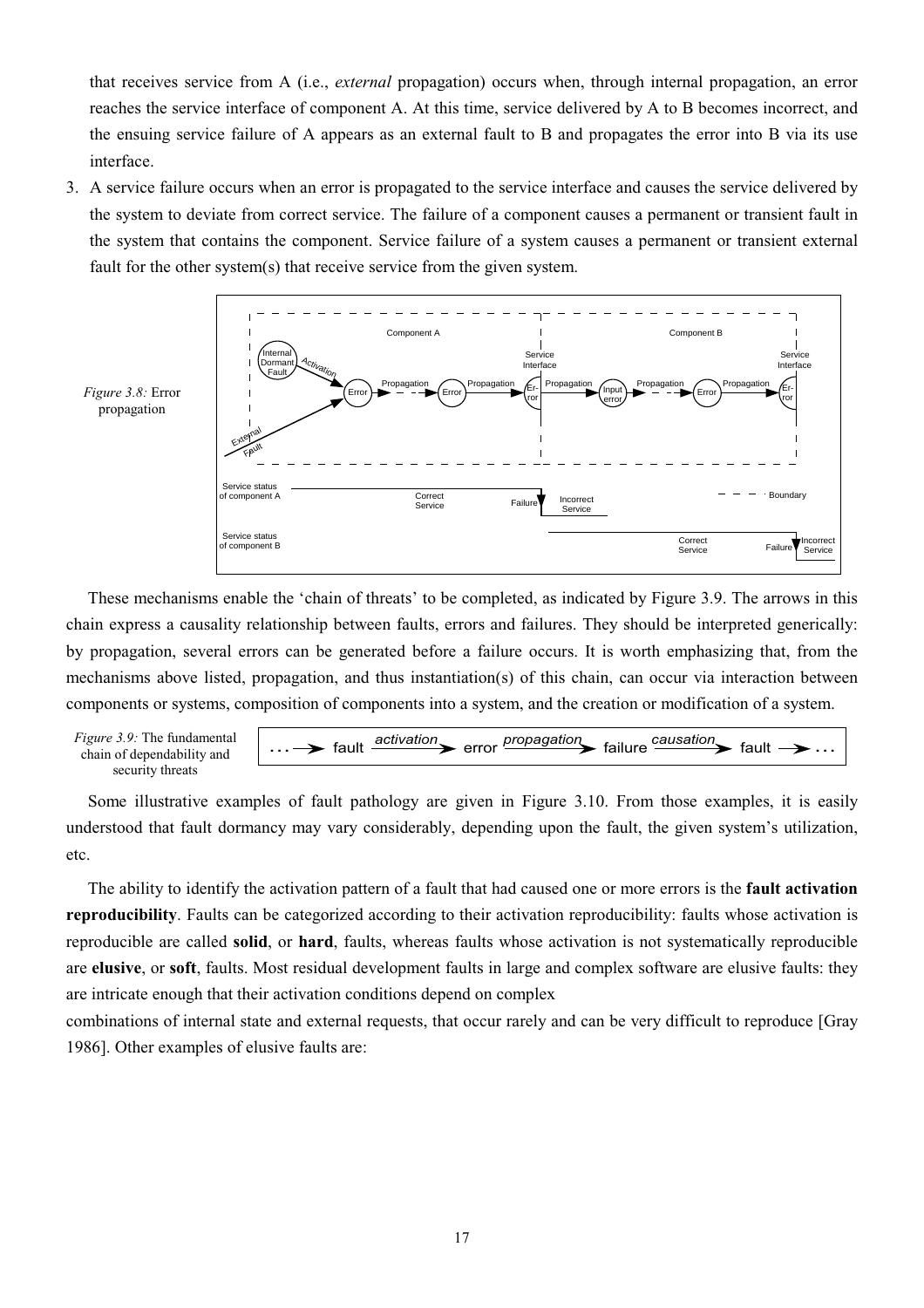that receives service from A (i.e., *external* propagation) occurs when, through internal propagation, an error reaches the service interface of component A. At this time, service delivered by A to B becomes incorrect, and the ensuing service failure of A appears as an external fault to B and propagates the error into B via its use interface.

3. A service failure occurs when an error is propagated to the service interface and causes the service delivered by the system to deviate from correct service. The failure of a component causes a permanent or transient fault in the system that contains the component. Service failure of a system causes a permanent or transient external fault for the other system(s) that receive service from the given system.

*Figure 3.8:* Error propagation

These mechanisms enable the 'chain of threats' to be completed, as indicated by Figure 3.9. The arrows in this chain express a causality relationship between faults, errors and failures. They should be interpreted generically: by propagation, several errors can be generated before a failure occurs. It is worth emphasizing that, from the mechanisms above listed, propagation, and thus instantiation(s) of this chain, can occur via interaction between components or systems, composition of components into a system, and the creation or modification of a system.

*Figure 3.9:* The fundamental chain of dependability and security threats

… → fault —*activation*→ error —*propagation*→ failure —*causation*→ fault → …

Some illustrative examples of fault pathology are given in Figure 3.10. From those examples, it is easily understood that fault dormancy may vary considerably, depending upon the fault, the given system's utilization, etc.

The ability to identify the activation pattern of a fault that had caused one or more errors is the **fault activation reproducibility**. Faults can be categorized according to their activation reproducibility: faults whose activation is reproducible are called **solid**, or **hard**, faults, whereas faults whose activation is not systematically reproducible are **elusive**, or **soft**, faults. Most residual development faults in large and complex software are elusive faults: they are intricate enough that their activation conditions depend on complex combinations of internal state and external requests, that occur rarely and can be very difficult to reproduce [Gray 1986]. Other examples of elusive faults are: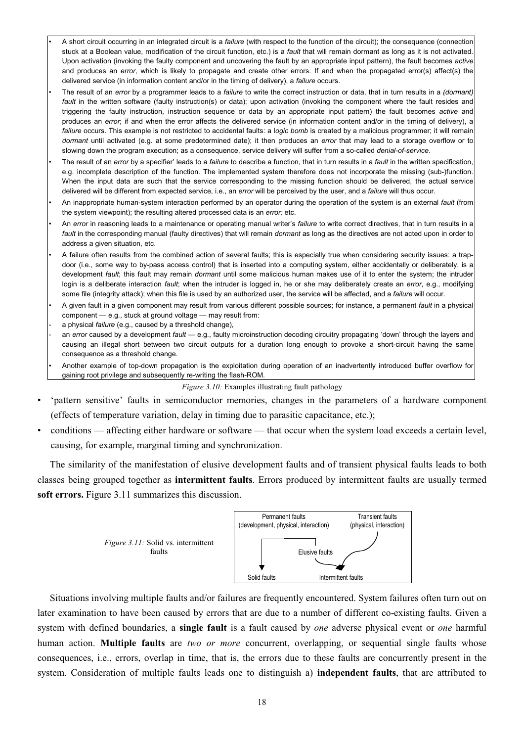- A short circuit occurring in an integrated circuit is a *failure* (with respect to the function of the circuit); the consequence (connection stuck at a Boolean value, modification of the circuit function, etc.) is a *fault* that will remain dormant as long as it is not activated. Upon activation (invoking the faulty component and uncovering the fault by an appropriate input pattern), the fault becomes *active* and produces an *error*, which is likely to propagate and create other errors. If and when the propagated error(s) affect(s) the delivered service (in information content and/or in the timing of delivery), a *failure* occurs.
- The result of an *error* by a programmer leads to a *failure* to write the correct instruction or data, that in turn results in a *(dormant) fault* in the written software (faulty instruction(s) or data); upon activation (invoking the component where the fault resides and triggering the faulty instruction, instruction sequence or data by an appropriate input pattern) the fault becomes *active* and produces an *error*; if and when the error affects the delivered service (in information content and/or in the timing of delivery), a *failure* occurs. This example is not restricted to accidental faults: a l*ogic bomb* is created by a malicious programmer; it will remain *dormant* until activated (e.g. at some predetermined date); it then produces an *error* that may lead to a storage overflow or to slowing down the program execution; as a consequence, service delivery will suffer from a so-called *denial-of-service*.
- The result of an *error* by a specifier' leads to a *failure* to describe a function, that in turn results in a *fault* in the written specification, e.g. incomplete description of the function. The implemented system therefore does not incorporate the missing (sub-)function. When the input data are such that the service corresponding to the missing function should be delivered, the actual service delivered will be different from expected service, i.e., an *error* will be perceived by the user, and a *failure* will thus occur.
- An inappropriate human-system interaction performed by an operator during the operation of the system is an external *fault* (from the system viewpoint); the resulting altered processed data is an *error;* etc.
- An *error* in reasoning leads to a maintenance or operating manual writer's *failure* to write correct directives, that in turn results in a *fault* in the corresponding manual (faulty directives) that will remain *dormant* as long as the directives are not acted upon in order to address a given situation, etc.
- A failure often results from the combined action of several faults; this is especially true when considering security issues: a trap-door (i.e., some way to by-pass access control) that is inserted into a computing system, either accidentally or deliberately, is a development *fault*; this fault may remain *dormant* until some malicious human makes use of it to enter the system; the intruder login is a deliberate interaction *fault*; when the intruder is logged in, he or she may deliberately create an *error*, e.g., modifying some file (integrity attack); when this file is used by an authorized user, the service will be affected, and a *failure* will occur.
- A given fault in a given component may result from various different possible sources; for instance, a permanent *fault* in a physical component — e.g., stuck at ground voltage — may result from:
  - a physical *failure* (e.g., caused by a threshold change),
  - an *error* caused by a development *fault* — e.g., faulty microinstruction decoding circuitry propagating 'down' through the layers and causing an illegal short between two circuit outputs for a duration long enough to provoke a short-circuit having the same consequence as a threshold change.
- Another example of top-down propagation is the exploitation during operation of an inadvertently introduced buffer overflow for gaining root privilege and subsequently re-writing the flash-ROM.

*Figure 3.10:* Examples illustrating fault pathology

- 'pattern sensitive' faults in semiconductor memories, changes in the parameters of a hardware component (effects of temperature variation, delay in timing due to parasitic capacitance, etc.);
- conditions — affecting either hardware or software — that occur when the system load exceeds a certain level, causing, for example, marginal timing and synchronization.

The similarity of the manifestation of elusive development faults and of transient physical faults leads to both classes being grouped together as **intermittent faults**. Errors produced by intermittent faults are usually termed **soft errors.** Figure 3.11 summarizes this discussion.

Permanent faults (development, physical, interaction) → Solid faults; Permanent faults → Elusive faults → Intermittent faults; Transient faults (physical, interaction) → Intermittent faults

*Figure 3.11:* Solid vs. intermittent faults

Situations involving multiple faults and/or failures are frequently encountered. System failures often turn out on later examination to have been caused by errors that are due to a number of different co-existing faults. Given a system with defined boundaries, a **single fault** is a fault caused by *one* adverse physical event or *one* harmful human action. **Multiple faults** are *two or more* concurrent, overlapping, or sequential single faults whose consequences, i.e., errors, overlap in time, that is, the errors due to these faults are concurrently present in the system. Consideration of multiple faults leads one to distinguish a) **independent faults**, that are attributed to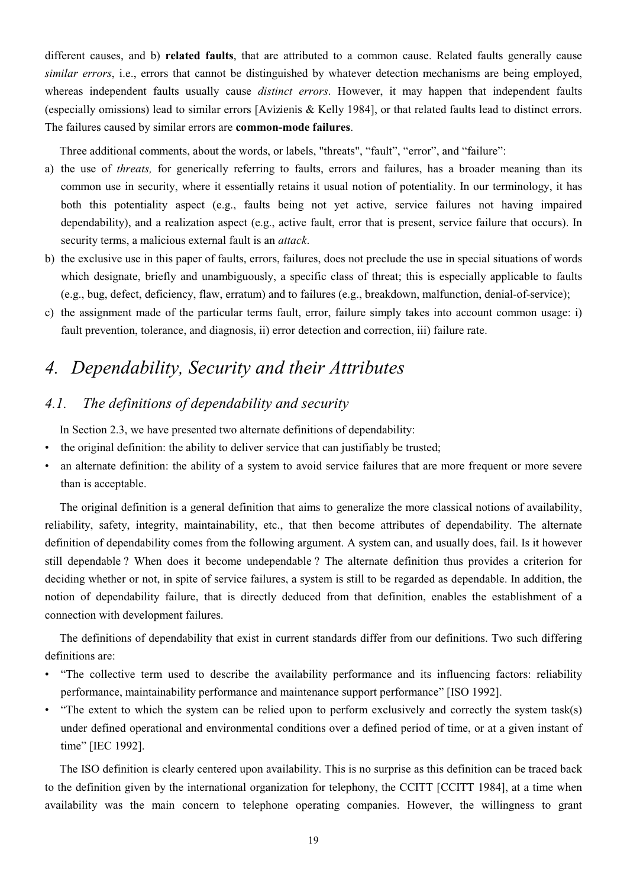different causes, and b) **related faults**, that are attributed to a common cause. Related faults generally cause *similar errors*, i.e., errors that cannot be distinguished by whatever detection mechanisms are being employed, whereas independent faults usually cause *distinct errors*. However, it may happen that independent faults (especially omissions) lead to similar errors [Avizienis & Kelly 1984], or that related faults lead to distinct errors. The failures caused by similar errors are **common-mode failures**.

Three additional comments, about the words, or labels, "threats", "fault", "error", and "failure":

a) the use of *threats,* for generically referring to faults, errors and failures, has a broader meaning than its common use in security, where it essentially retains it usual notion of potentiality. In our terminology, it has both this potentiality aspect (e.g., faults being not yet active, service failures not having impaired dependability), and a realization aspect (e.g., active fault, error that is present, service failure that occurs). In security terms, a malicious external fault is an *attack*.

b) the exclusive use in this paper of faults, errors, failures, does not preclude the use in special situations of words which designate, briefly and unambiguously, a specific class of threat; this is especially applicable to faults (e.g., bug, defect, deficiency, flaw, erratum) and to failures (e.g., breakdown, malfunction, denial-of-service);

c) the assignment made of the particular terms fault, error, failure simply takes into account common usage: i) fault prevention, tolerance, and diagnosis, ii) error detection and correction, iii) failure rate.

# *4. Dependability, Security and their Attributes*

## *4.1. The definitions of dependability and security*

In Section 2.3, we have presented two alternate definitions of dependability:

- the original definition: the ability to deliver service that can justifiably be trusted;
- an alternate definition: the ability of a system to avoid service failures that are more frequent or more severe than is acceptable.

The original definition is a general definition that aims to generalize the more classical notions of availability, reliability, safety, integrity, maintainability, etc., that then become attributes of dependability. The alternate definition of dependability comes from the following argument. A system can, and usually does, fail. Is it however still dependable ? When does it become undependable ? The alternate definition thus provides a criterion for deciding whether or not, in spite of service failures, a system is still to be regarded as dependable. In addition, the notion of dependability failure, that is directly deduced from that definition, enables the establishment of a connection with development failures.

The definitions of dependability that exist in current standards differ from our definitions. Two such differing definitions are:

- "The collective term used to describe the availability performance and its influencing factors: reliability performance, maintainability performance and maintenance support performance" [ISO 1992].
- "The extent to which the system can be relied upon to perform exclusively and correctly the system task(s) under defined operational and environmental conditions over a defined period of time, or at a given instant of time" [IEC 1992].

The ISO definition is clearly centered upon availability. This is no surprise as this definition can be traced back to the definition given by the international organization for telephony, the CCITT [CCITT 1984], at a time when availability was the main concern to telephone operating companies. However, the willingness to grant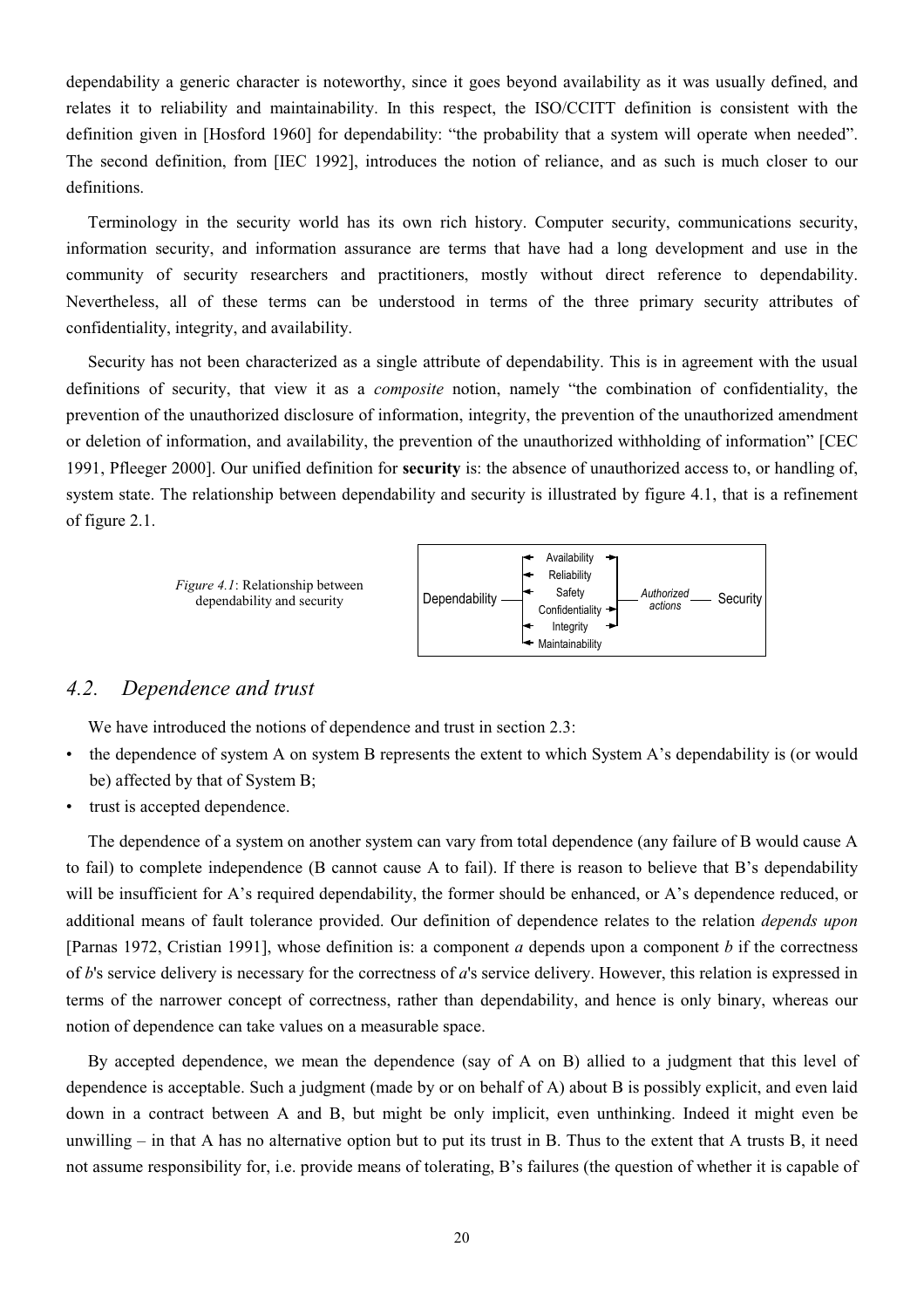dependability a generic character is noteworthy, since it goes beyond availability as it was usually defined, and relates it to reliability and maintainability. In this respect, the ISO/CCITT definition is consistent with the definition given in [Hosford 1960] for dependability: "the probability that a system will operate when needed". The second definition, from [IEC 1992], introduces the notion of reliance, and as such is much closer to our definitions.

Terminology in the security world has its own rich history. Computer security, communications security, information security, and information assurance are terms that have had a long development and use in the community of security researchers and practitioners, mostly without direct reference to dependability. Nevertheless, all of these terms can be understood in terms of the three primary security attributes of confidentiality, integrity, and availability.

Security has not been characterized as a single attribute of dependability. This is in agreement with the usual definitions of security, that view it as a *composite* notion, namely "the combination of confidentiality, the prevention of the unauthorized disclosure of information, integrity, the prevention of the unauthorized amendment or deletion of information, and availability, the prevention of the unauthorized withholding of information" [CEC 1991, Pfleeger 2000]. Our unified definition for **security** is: the absence of unauthorized access to, or handling of, system state. The relationship between dependability and security is illustrated by figure 4.1, that is a refinement of figure 2.1.

*Figure 4.1*: Relationship between dependability and security

## 4.2. Dependence and trust

We have introduced the notions of dependence and trust in section 2.3:

- the dependence of system A on system B represents the extent to which System A's dependability is (or would be) affected by that of System B;
- trust is accepted dependence.

The dependence of a system on another system can vary from total dependence (any failure of B would cause A to fail) to complete independence (B cannot cause A to fail). If there is reason to believe that B's dependability will be insufficient for A's required dependability, the former should be enhanced, or A's dependence reduced, or additional means of fault tolerance provided. Our definition of dependence relates to the relation *depends upon* [Parnas 1972, Cristian 1991], whose definition is: a component *a* depends upon a component *b* if the correctness of *b*'s service delivery is necessary for the correctness of *a*'s service delivery. However, this relation is expressed in terms of the narrower concept of correctness, rather than dependability, and hence is only binary, whereas our notion of dependence can take values on a measurable space.

By accepted dependence, we mean the dependence (say of A on B) allied to a judgment that this level of dependence is acceptable. Such a judgment (made by or on behalf of A) about B is possibly explicit, and even laid down in a contract between A and B, but might be only implicit, even unthinking. Indeed it might even be unwilling – in that A has no alternative option but to put its trust in B. Thus to the extent that A trusts B, it need not assume responsibility for, i.e. provide means of tolerating, B's failures (the question of whether it is capable of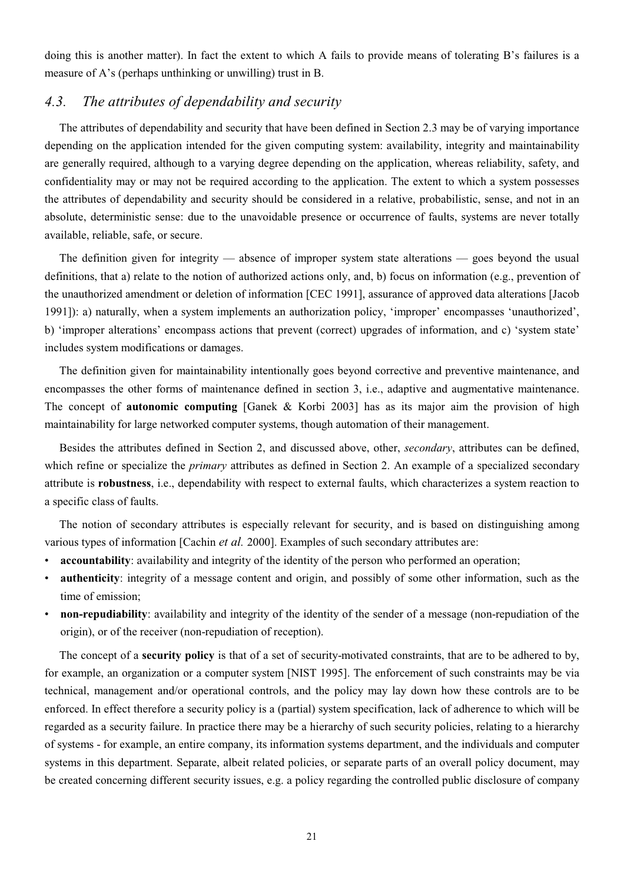doing this is another matter). In fact the extent to which A fails to provide means of tolerating B's failures is a measure of A's (perhaps unthinking or unwilling) trust in B.

### *4.3. The attributes of dependability and security*

The attributes of dependability and security that have been defined in Section 2.3 may be of varying importance depending on the application intended for the given computing system: availability, integrity and maintainability are generally required, although to a varying degree depending on the application, whereas reliability, safety, and confidentiality may or may not be required according to the application. The extent to which a system possesses the attributes of dependability and security should be considered in a relative, probabilistic, sense, and not in an absolute, deterministic sense: due to the unavoidable presence or occurrence of faults, systems are never totally available, reliable, safe, or secure.

The definition given for integrity — absence of improper system state alterations — goes beyond the usual definitions, that a) relate to the notion of authorized actions only, and, b) focus on information (e.g., prevention of the unauthorized amendment or deletion of information [CEC 1991], assurance of approved data alterations [Jacob 1991]): a) naturally, when a system implements an authorization policy, 'improper' encompasses 'unauthorized', b) 'improper alterations' encompass actions that prevent (correct) upgrades of information, and c) 'system state' includes system modifications or damages.

The definition given for maintainability intentionally goes beyond corrective and preventive maintenance, and encompasses the other forms of maintenance defined in section 3, i.e., adaptive and augmentative maintenance. The concept of **autonomic computing** [Ganek & Korbi 2003] has as its major aim the provision of high maintainability for large networked computer systems, though automation of their management.

Besides the attributes defined in Section 2, and discussed above, other, *secondary*, attributes can be defined, which refine or specialize the *primary* attributes as defined in Section 2. An example of a specialized secondary attribute is **robustness**, i.e., dependability with respect to external faults, which characterizes a system reaction to a specific class of faults.

The notion of secondary attributes is especially relevant for security, and is based on distinguishing among various types of information [Cachin *et al.* 2000]. Examples of such secondary attributes are:

- **accountability**: availability and integrity of the identity of the person who performed an operation;
- **authenticity**: integrity of a message content and origin, and possibly of some other information, such as the time of emission;
- **non-repudiability**: availability and integrity of the identity of the sender of a message (non-repudiation of the origin), or of the receiver (non-repudiation of reception).

The concept of a **security policy** is that of a set of security-motivated constraints, that are to be adhered to by, for example, an organization or a computer system [NIST 1995]. The enforcement of such constraints may be via technical, management and/or operational controls, and the policy may lay down how these controls are to be enforced. In effect therefore a security policy is a (partial) system specification, lack of adherence to which will be regarded as a security failure. In practice there may be a hierarchy of such security policies, relating to a hierarchy of systems - for example, an entire company, its information systems department, and the individuals and computer systems in this department. Separate, albeit related policies, or separate parts of an overall policy document, may be created concerning different security issues, e.g. a policy regarding the controlled public disclosure of company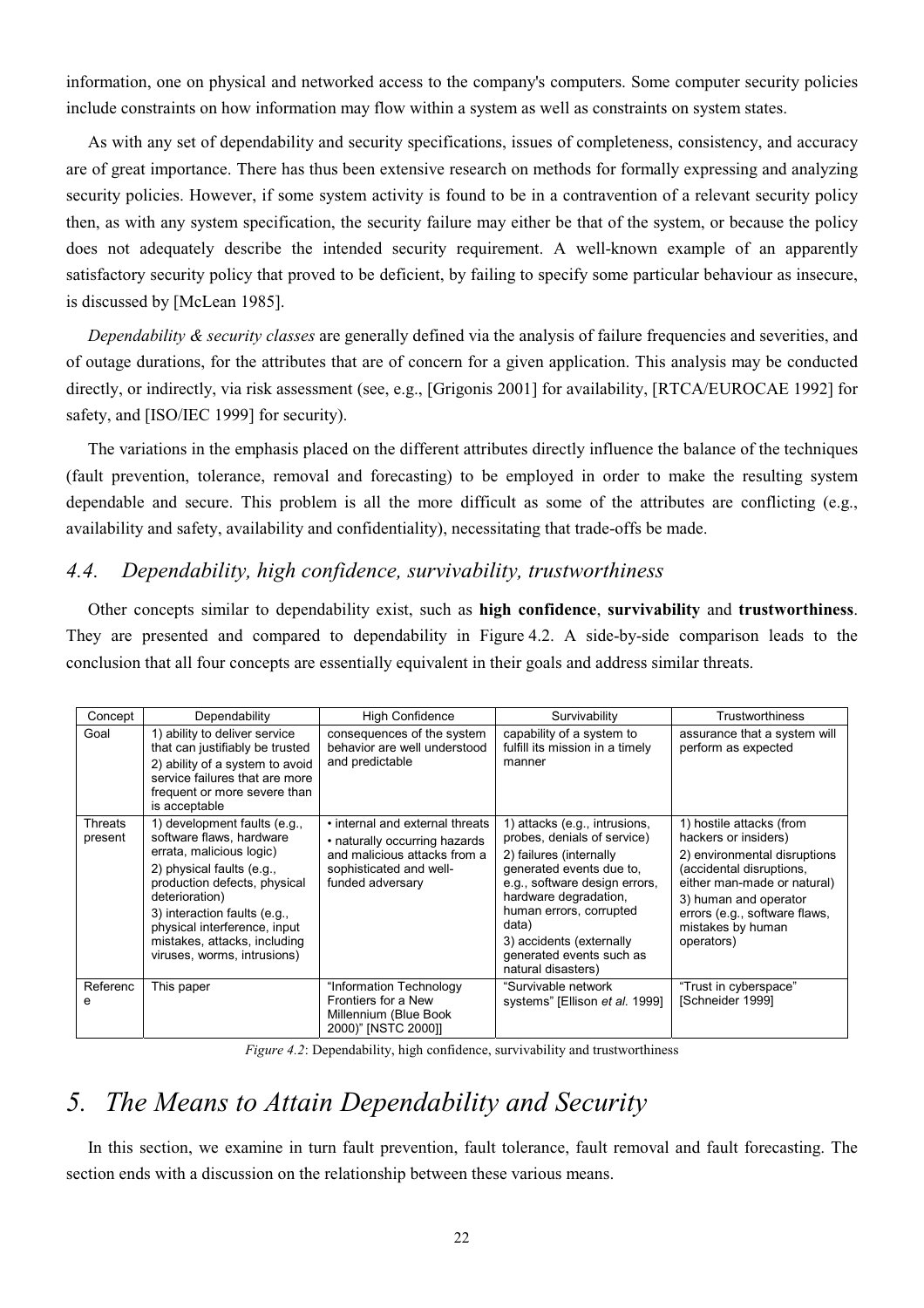information, one on physical and networked access to the company's computers. Some computer security policies include constraints on how information may flow within a system as well as constraints on system states.

As with any set of dependability and security specifications, issues of completeness, consistency, and accuracy are of great importance. There has thus been extensive research on methods for formally expressing and analyzing security policies. However, if some system activity is found to be in a contravention of a relevant security policy then, as with any system specification, the security failure may either be that of the system, or because the policy does not adequately describe the intended security requirement. A well-known example of an apparently satisfactory security policy that proved to be deficient, by failing to specify some particular behaviour as insecure, is discussed by [McLean 1985].

*Dependability & security classes* are generally defined via the analysis of failure frequencies and severities, and of outage durations, for the attributes that are of concern for a given application. This analysis may be conducted directly, or indirectly, via risk assessment (see, e.g., [Grigonis 2001] for availability, [RTCA/EUROCAE 1992] for safety, and [ISO/IEC 1999] for security).

The variations in the emphasis placed on the different attributes directly influence the balance of the techniques (fault prevention, tolerance, removal and forecasting) to be employed in order to make the resulting system dependable and secure. This problem is all the more difficult as some of the attributes are conflicting (e.g., availability and safety, availability and confidentiality), necessitating that trade-offs be made.

## *4.4. Dependability, high confidence, survivability, trustworthiness*

Other concepts similar to dependability exist, such as **high confidence**, **survivability** and **trustworthiness**. They are presented and compared to dependability in Figure 4.2. A side-by-side comparison leads to the conclusion that all four concepts are essentially equivalent in their goals and address similar threats.

| Concept | Dependability | High Confidence | Survivability | Trustworthiness |
|---|---|---|---|---|
| Goal | 1) ability to deliver service that can justifiably be trusted<br>2) ability of a system to avoid service failures that are more frequent or more severe than is acceptable | consequences of the system behavior are well understood and predictable | capability of a system to fulfill its mission in a timely manner | assurance that a system will perform as expected |
| Threats present | 1) development faults (e.g., software flaws, hardware errata, malicious logic)<br>2) physical faults (e.g., production defects, physical deterioration)<br>3) interaction faults (e.g., physical interference, input mistakes, attacks, including viruses, worms, intrusions) | • internal and external threats<br>• naturally occurring hazards and malicious attacks from a sophisticated and well-funded adversary | 1) attacks (e.g., intrusions, probes, denials of service)<br>2) failures (internally generated events due to, e.g., software design errors, hardware degradation, human errors, corrupted data)<br>3) accidents (externally generated events such as natural disasters) | 1) hostile attacks (from hackers or insiders)<br>2) environmental disruptions (accidental disruptions, either man-made or natural)<br>3) human and operator errors (e.g., software flaws, mistakes by human operators) |
| Reference | This paper | "Information Technology Frontiers for a New Millennium (Blue Book 2000)" [NSTC 2000]] | "Survivable network systems" [Ellison *et al.* 1999] | "Trust in cyberspace" [Schneider 1999] |

*Figure 4.2*: Dependability, high confidence, survivability and trustworthiness

# *5. The Means to Attain Dependability and Security*

In this section, we examine in turn fault prevention, fault tolerance, fault removal and fault forecasting. The section ends with a discussion on the relationship between these various means.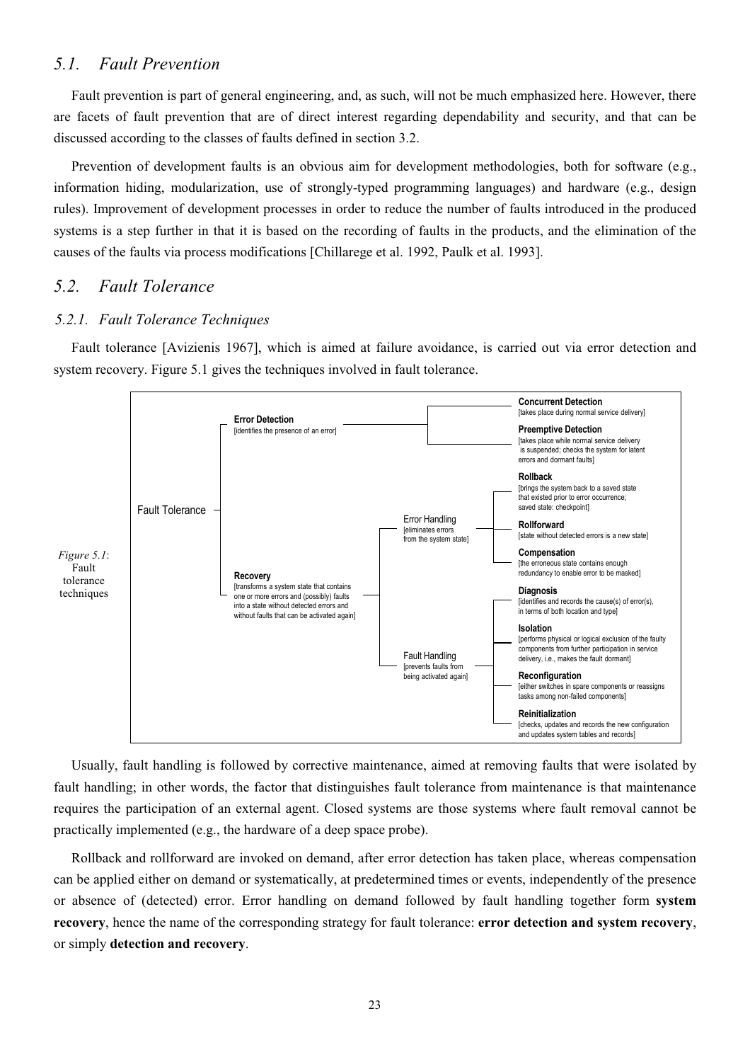## 5.1. Fault Prevention

Fault prevention is part of general engineering, and, as such, will not be much emphasized here. However, there are facets of fault prevention that are of direct interest regarding dependability and security, and that can be discussed according to the classes of faults defined in section 3.2.

Prevention of development faults is an obvious aim for development methodologies, both for software (e.g., information hiding, modularization, use of strongly-typed programming languages) and hardware (e.g., design rules). Improvement of development processes in order to reduce the number of faults introduced in the produced systems is a step further in that it is based on the recording of faults in the products, and the elimination of the causes of the faults via process modifications [Chillarege et al. 1992, Paulk et al. 1993].

## 5.2. Fault Tolerance

### 5.2.1. Fault Tolerance Techniques

Fault tolerance [Avizienis 1967], which is aimed at failure avoidance, is carried out via error detection and system recovery. Figure 5.1 gives the techniques involved in fault tolerance.

- Fault Tolerance
  - **Error Detection** [identifies the presence of an error]
    - **Concurrent Detection** [takes place during normal service delivery]
    - **Preemptive Detection** [takes place while normal service delivery is suspended; checks the system for latent errors and dormant faults]
  - **Recovery** [transforms a system state that contains one or more errors and (possibly) faults into a state without detected errors and without faults that can be activated again]
    - Error Handling [eliminates errors from the system state]
      - **Rollback** [brings the system back to a saved state that existed prior to error occurrence; saved state: checkpoint]
      - **Rollforward** [state without detected errors is a new state]
      - **Compensation** [the erroneous state contains enough redundancy to enable error to be masked]
    - Fault Handling [prevents faults from being activated again]
      - **Diagnosis** [identifies and records the cause(s) of error(s), in terms of both location and type]
      - **Isolation** [performs physical or logical exclusion of the faulty components from further participation in service delivery, i.e., makes the fault dormant]
      - **Reconfiguration** [either switches in spare components or reassigns tasks among non-failed components]
      - **Reinitialization** [checks, updates and records the new configuration and updates system tables and records]

*Figure 5.1*: Fault tolerance techniques

Usually, fault handling is followed by corrective maintenance, aimed at removing faults that were isolated by fault handling; in other words, the factor that distinguishes fault tolerance from maintenance is that maintenance requires the participation of an external agent. Closed systems are those systems where fault removal cannot be practically implemented (e.g., the hardware of a deep space probe).

Rollback and rollforward are invoked on demand, after error detection has taken place, whereas compensation can be applied either on demand or systematically, at predetermined times or events, independently of the presence or absence of (detected) error. Error handling on demand followed by fault handling together form **system recovery**, hence the name of the corresponding strategy for fault tolerance: **error detection and system recovery**, or simply **detection and recovery**.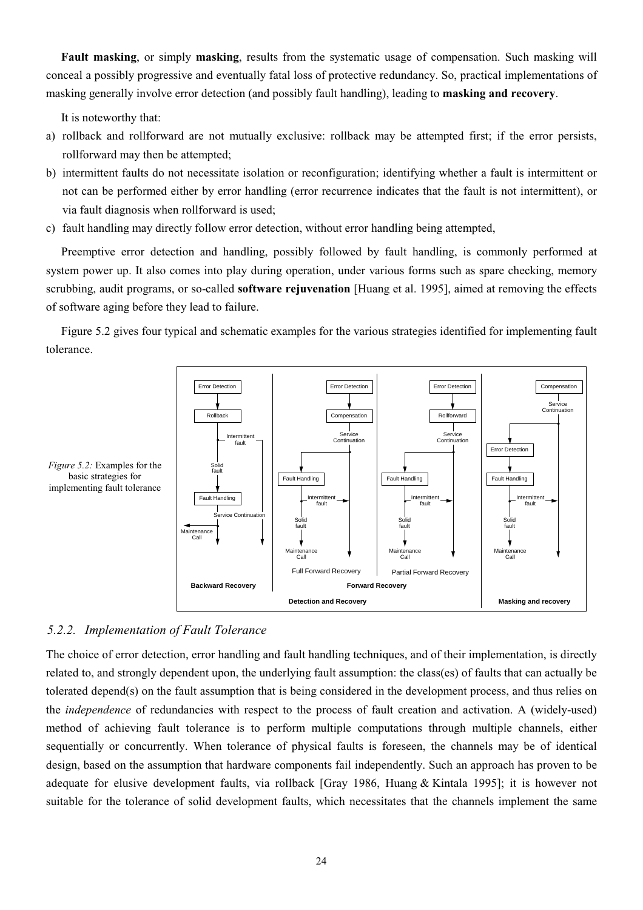**Fault masking**, or simply **masking**, results from the systematic usage of compensation. Such masking will conceal a possibly progressive and eventually fatal loss of protective redundancy. So, practical implementations of masking generally involve error detection (and possibly fault handling), leading to **masking and recovery**.

It is noteworthy that:

a) rollback and rollforward are not mutually exclusive: rollback may be attempted first; if the error persists, rollforward may then be attempted;

b) intermittent faults do not necessitate isolation or reconfiguration; identifying whether a fault is intermittent or not can be performed either by error handling (error recurrence indicates that the fault is not intermittent), or via fault diagnosis when rollforward is used;

c) fault handling may directly follow error detection, without error handling being attempted,

Preemptive error detection and handling, possibly followed by fault handling, is commonly performed at system power up. It also comes into play during operation, under various forms such as spare checking, memory scrubbing, audit programs, or so-called **software rejuvenation** [Huang et al. 1995], aimed at removing the effects of software aging before they lead to failure.

Figure 5.2 gives four typical and schematic examples for the various strategies identified for implementing fault tolerance.

*Figure 5.2:* Examples for the basic strategies for implementing fault tolerance

### 5.2.2. Implementation of Fault Tolerance

The choice of error detection, error handling and fault handling techniques, and of their implementation, is directly related to, and strongly dependent upon, the underlying fault assumption: the class(es) of faults that can actually be tolerated depend(s) on the fault assumption that is being considered in the development process, and thus relies on the *independence* of redundancies with respect to the process of fault creation and activation. A (widely-used) method of achieving fault tolerance is to perform multiple computations through multiple channels, either sequentially or concurrently. When tolerance of physical faults is foreseen, the channels may be of identical design, based on the assumption that hardware components fail independently. Such an approach has proven to be adequate for elusive development faults, via rollback [Gray 1986, Huang & Kintala 1995]; it is however not suitable for the tolerance of solid development faults, which necessitates that the channels implement the same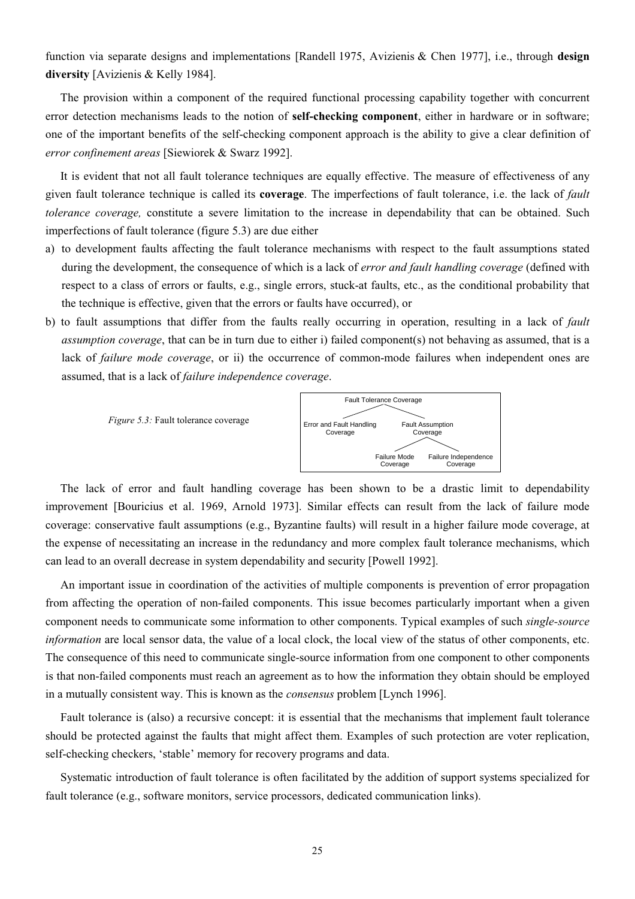function via separate designs and implementations [Randell 1975, Avizienis & Chen 1977], i.e., through **design diversity** [Avizienis & Kelly 1984].

The provision within a component of the required functional processing capability together with concurrent error detection mechanisms leads to the notion of **self-checking component**, either in hardware or in software; one of the important benefits of the self-checking component approach is the ability to give a clear definition of *error confinement areas* [Siewiorek & Swarz 1992].

It is evident that not all fault tolerance techniques are equally effective. The measure of effectiveness of any given fault tolerance technique is called its **coverage**. The imperfections of fault tolerance, i.e. the lack of *fault tolerance coverage,* constitute a severe limitation to the increase in dependability that can be obtained. Such imperfections of fault tolerance (figure 5.3) are due either

a) to development faults affecting the fault tolerance mechanisms with respect to the fault assumptions stated during the development, the consequence of which is a lack of *error and fault handling coverage* (defined with respect to a class of errors or faults, e.g., single errors, stuck-at faults, etc., as the conditional probability that the technique is effective, given that the errors or faults have occurred), or
b) to fault assumptions that differ from the faults really occurring in operation, resulting in a lack of *fault assumption coverage*, that can be in turn due to either i) failed component(s) not behaving as assumed, that is a lack of *failure mode coverage*, or ii) the occurrence of common-mode failures when independent ones are assumed, that is a lack of *failure independence coverage*.

*Figure 5.3:* Fault tolerance coverage

- Fault Tolerance Coverage
  - Error and Fault Handling Coverage
  - Fault Assumption Coverage
    - Failure Mode Coverage
    - Failure Independence Coverage

The lack of error and fault handling coverage has been shown to be a drastic limit to dependability improvement [Bouricius et al. 1969, Arnold 1973]. Similar effects can result from the lack of failure mode coverage: conservative fault assumptions (e.g., Byzantine faults) will result in a higher failure mode coverage, at the expense of necessitating an increase in the redundancy and more complex fault tolerance mechanisms, which can lead to an overall decrease in system dependability and security [Powell 1992].

An important issue in coordination of the activities of multiple components is prevention of error propagation from affecting the operation of non-failed components. This issue becomes particularly important when a given component needs to communicate some information to other components. Typical examples of such *single-source information* are local sensor data, the value of a local clock, the local view of the status of other components, etc. The consequence of this need to communicate single-source information from one component to other components is that non-failed components must reach an agreement as to how the information they obtain should be employed in a mutually consistent way. This is known as the *consensus* problem [Lynch 1996].

Fault tolerance is (also) a recursive concept: it is essential that the mechanisms that implement fault tolerance should be protected against the faults that might affect them. Examples of such protection are voter replication, self-checking checkers, 'stable' memory for recovery programs and data.

Systematic introduction of fault tolerance is often facilitated by the addition of support systems specialized for fault tolerance (e.g., software monitors, service processors, dedicated communication links).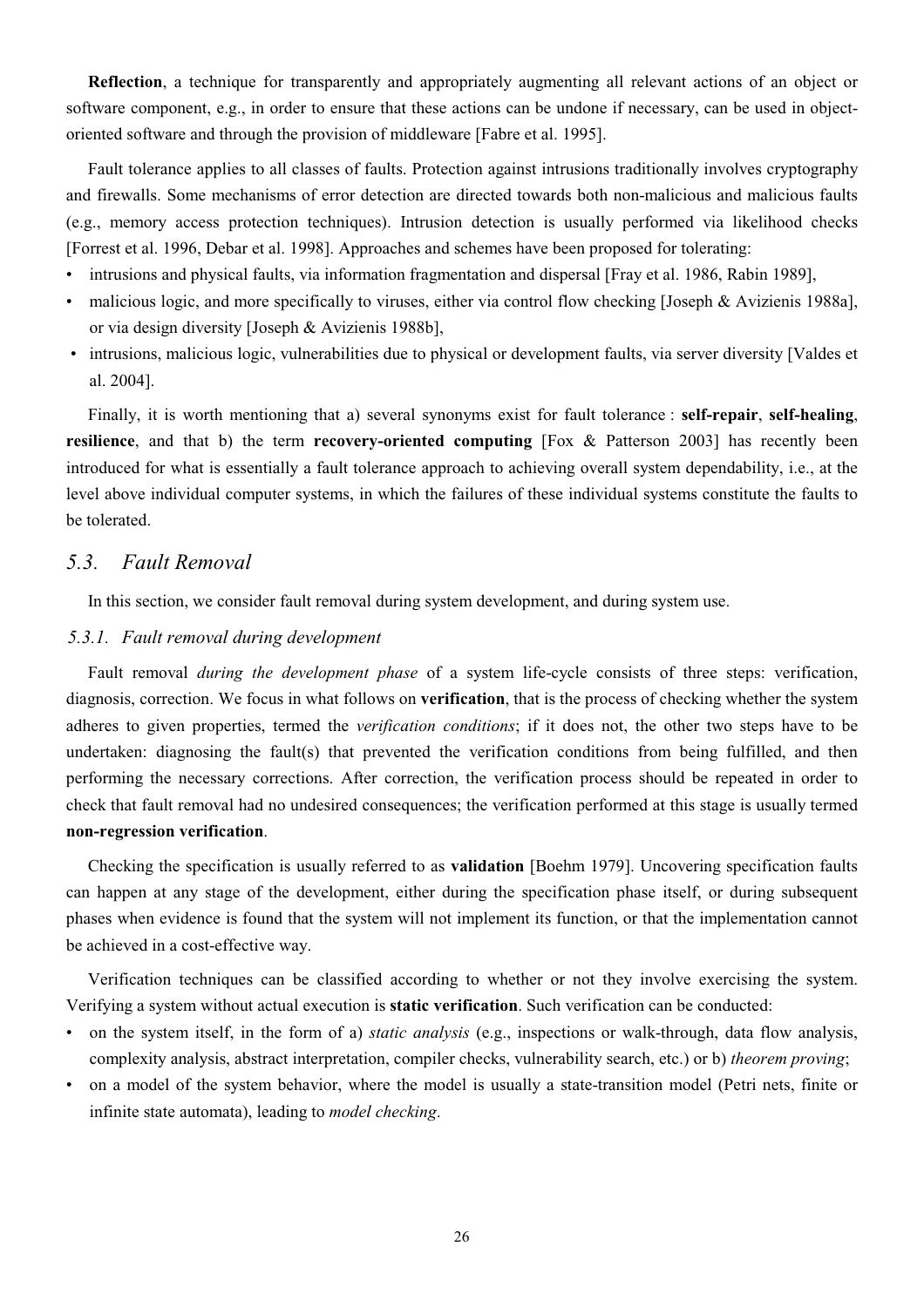**Reflection**, a technique for transparently and appropriately augmenting all relevant actions of an object or software component, e.g., in order to ensure that these actions can be undone if necessary, can be used in object-oriented software and through the provision of middleware [Fabre et al. 1995].

Fault tolerance applies to all classes of faults. Protection against intrusions traditionally involves cryptography and firewalls. Some mechanisms of error detection are directed towards both non-malicious and malicious faults (e.g., memory access protection techniques). Intrusion detection is usually performed via likelihood checks [Forrest et al. 1996, Debar et al. 1998]. Approaches and schemes have been proposed for tolerating:

- intrusions and physical faults, via information fragmentation and dispersal [Fray et al. 1986, Rabin 1989],
- malicious logic, and more specifically to viruses, either via control flow checking [Joseph & Avizienis 1988a], or via design diversity [Joseph & Avizienis 1988b],
- intrusions, malicious logic, vulnerabilities due to physical or development faults, via server diversity [Valdes et al. 2004].

Finally, it is worth mentioning that a) several synonyms exist for fault tolerance : **self-repair**, **self-healing**, **resilience**, and that b) the term **recovery-oriented computing** [Fox & Patterson 2003] has recently been introduced for what is essentially a fault tolerance approach to achieving overall system dependability, i.e., at the level above individual computer systems, in which the failures of these individual systems constitute the faults to be tolerated.

## *5.3. Fault Removal*

In this section, we consider fault removal during system development, and during system use.

### *5.3.1. Fault removal during development*

Fault removal *during the development phase* of a system life-cycle consists of three steps: verification, diagnosis, correction. We focus in what follows on **verification**, that is the process of checking whether the system adheres to given properties, termed the *verification conditions*; if it does not, the other two steps have to be undertaken: diagnosing the fault(s) that prevented the verification conditions from being fulfilled, and then performing the necessary corrections. After correction, the verification process should be repeated in order to check that fault removal had no undesired consequences; the verification performed at this stage is usually termed **non-regression verification**.

Checking the specification is usually referred to as **validation** [Boehm 1979]. Uncovering specification faults can happen at any stage of the development, either during the specification phase itself, or during subsequent phases when evidence is found that the system will not implement its function, or that the implementation cannot be achieved in a cost-effective way.

Verification techniques can be classified according to whether or not they involve exercising the system. Verifying a system without actual execution is **static verification**. Such verification can be conducted:

- on the system itself, in the form of a) *static analysis* (e.g., inspections or walk-through, data flow analysis, complexity analysis, abstract interpretation, compiler checks, vulnerability search, etc.) or b) *theorem proving*;
- on a model of the system behavior, where the model is usually a state-transition model (Petri nets, finite or infinite state automata), leading to *model checking*.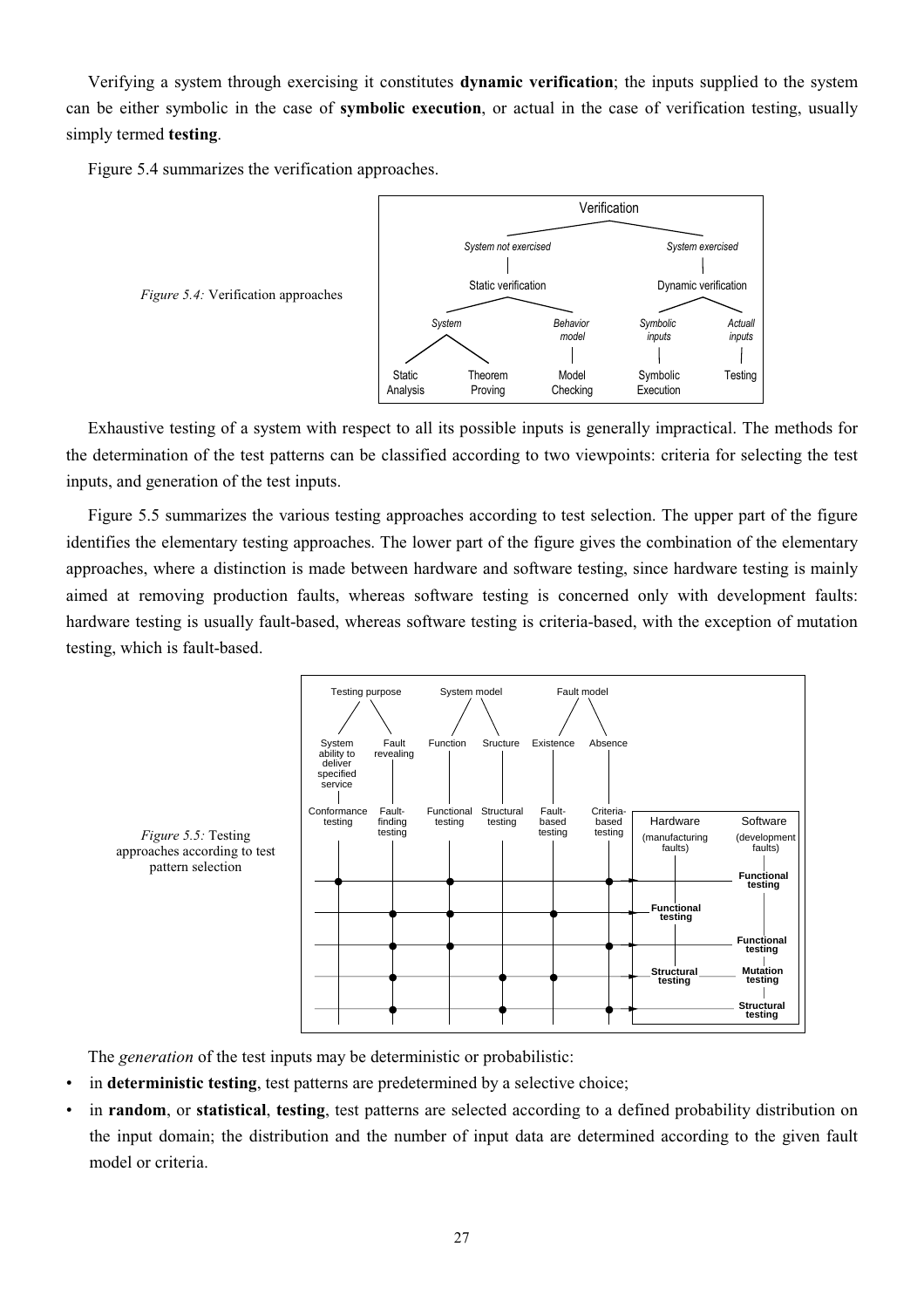Verifying a system through exercising it constitutes **dynamic verification**; the inputs supplied to the system can be either symbolic in the case of **symbolic execution**, or actual in the case of verification testing, usually simply termed **testing**.

Figure 5.4 summarizes the verification approaches.

*Figure 5.4:* Verification approaches

Exhaustive testing of a system with respect to all its possible inputs is generally impractical. The methods for the determination of the test patterns can be classified according to two viewpoints: criteria for selecting the test inputs, and generation of the test inputs.

Figure 5.5 summarizes the various testing approaches according to test selection. The upper part of the figure identifies the elementary testing approaches. The lower part of the figure gives the combination of the elementary approaches, where a distinction is made between hardware and software testing, since hardware testing is mainly aimed at removing production faults, whereas software testing is concerned only with development faults: hardware testing is usually fault-based, whereas software testing is criteria-based, with the exception of mutation testing, which is fault-based.

*Figure 5.5:* Testing approaches according to test pattern selection

The *generation* of the test inputs may be deterministic or probabilistic:

- in **deterministic testing**, test patterns are predetermined by a selective choice;
- in **random**, or **statistical**, **testing**, test patterns are selected according to a defined probability distribution on the input domain; the distribution and the number of input data are determined according to the given fault model or criteria.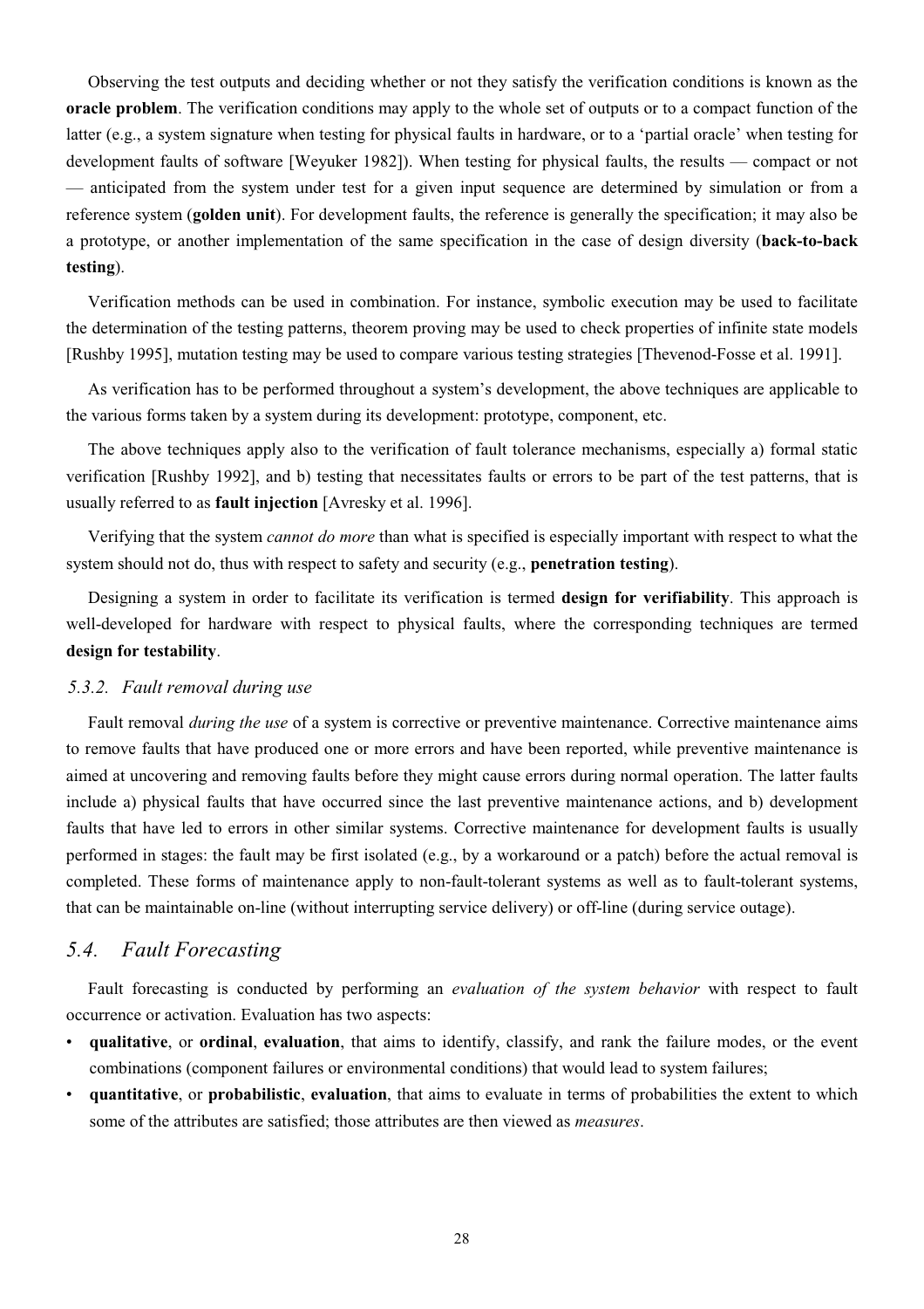Observing the test outputs and deciding whether or not they satisfy the verification conditions is known as the **oracle problem**. The verification conditions may apply to the whole set of outputs or to a compact function of the latter (e.g., a system signature when testing for physical faults in hardware, or to a 'partial oracle' when testing for development faults of software [Weyuker 1982]). When testing for physical faults, the results — compact or not — anticipated from the system under test for a given input sequence are determined by simulation or from a reference system (**golden unit**). For development faults, the reference is generally the specification; it may also be a prototype, or another implementation of the same specification in the case of design diversity (**back-to-back testing**).

Verification methods can be used in combination. For instance, symbolic execution may be used to facilitate the determination of the testing patterns, theorem proving may be used to check properties of infinite state models [Rushby 1995], mutation testing may be used to compare various testing strategies [Thevenod-Fosse et al. 1991].

As verification has to be performed throughout a system's development, the above techniques are applicable to the various forms taken by a system during its development: prototype, component, etc.

The above techniques apply also to the verification of fault tolerance mechanisms, especially a) formal static verification [Rushby 1992], and b) testing that necessitates faults or errors to be part of the test patterns, that is usually referred to as **fault injection** [Avresky et al. 1996].

Verifying that the system *cannot do more* than what is specified is especially important with respect to what the system should not do, thus with respect to safety and security (e.g., **penetration testing**).

Designing a system in order to facilitate its verification is termed **design for verifiability**. This approach is well-developed for hardware with respect to physical faults, where the corresponding techniques are termed **design for testability**.

### *5.3.2. Fault removal during use*

Fault removal *during the use* of a system is corrective or preventive maintenance. Corrective maintenance aims to remove faults that have produced one or more errors and have been reported, while preventive maintenance is aimed at uncovering and removing faults before they might cause errors during normal operation. The latter faults include a) physical faults that have occurred since the last preventive maintenance actions, and b) development faults that have led to errors in other similar systems. Corrective maintenance for development faults is usually performed in stages: the fault may be first isolated (e.g., by a workaround or a patch) before the actual removal is completed. These forms of maintenance apply to non-fault-tolerant systems as well as to fault-tolerant systems, that can be maintainable on-line (without interrupting service delivery) or off-line (during service outage).

## *5.4. Fault Forecasting*

Fault forecasting is conducted by performing an *evaluation of the system behavior* with respect to fault occurrence or activation. Evaluation has two aspects:

- **qualitative**, or **ordinal**, **evaluation**, that aims to identify, classify, and rank the failure modes, or the event combinations (component failures or environmental conditions) that would lead to system failures;
- **quantitative**, or **probabilistic**, **evaluation**, that aims to evaluate in terms of probabilities the extent to which some of the attributes are satisfied; those attributes are then viewed as *measures*.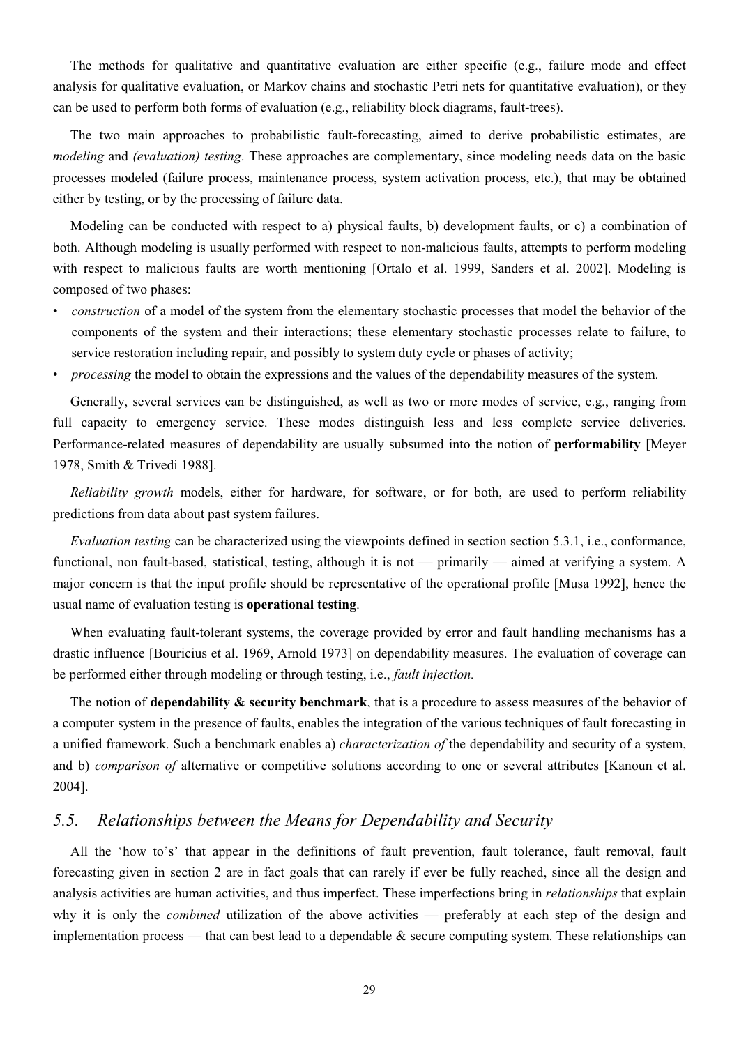The methods for qualitative and quantitative evaluation are either specific (e.g., failure mode and effect analysis for qualitative evaluation, or Markov chains and stochastic Petri nets for quantitative evaluation), or they can be used to perform both forms of evaluation (e.g., reliability block diagrams, fault-trees).

The two main approaches to probabilistic fault-forecasting, aimed to derive probabilistic estimates, are *modeling* and *(evaluation) testing*. These approaches are complementary, since modeling needs data on the basic processes modeled (failure process, maintenance process, system activation process, etc.), that may be obtained either by testing, or by the processing of failure data.

Modeling can be conducted with respect to a) physical faults, b) development faults, or c) a combination of both. Although modeling is usually performed with respect to non-malicious faults, attempts to perform modeling with respect to malicious faults are worth mentioning [Ortalo et al. 1999, Sanders et al. 2002]. Modeling is composed of two phases:

- *construction* of a model of the system from the elementary stochastic processes that model the behavior of the components of the system and their interactions; these elementary stochastic processes relate to failure, to service restoration including repair, and possibly to system duty cycle or phases of activity;
- *processing* the model to obtain the expressions and the values of the dependability measures of the system.

Generally, several services can be distinguished, as well as two or more modes of service, e.g., ranging from full capacity to emergency service. These modes distinguish less and less complete service deliveries. Performance-related measures of dependability are usually subsumed into the notion of **performability** [Meyer 1978, Smith & Trivedi 1988].

*Reliability growth* models, either for hardware, for software, or for both, are used to perform reliability predictions from data about past system failures.

*Evaluation testing* can be characterized using the viewpoints defined in section section 5.3.1, i.e., conformance, functional, non fault-based, statistical, testing, although it is not — primarily — aimed at verifying a system. A major concern is that the input profile should be representative of the operational profile [Musa 1992], hence the usual name of evaluation testing is **operational testing**.

When evaluating fault-tolerant systems, the coverage provided by error and fault handling mechanisms has a drastic influence [Bouricius et al. 1969, Arnold 1973] on dependability measures. The evaluation of coverage can be performed either through modeling or through testing, i.e., *fault injection.*

The notion of **dependability & security benchmark**, that is a procedure to assess measures of the behavior of a computer system in the presence of faults, enables the integration of the various techniques of fault forecasting in a unified framework. Such a benchmark enables a) *characterization of* the dependability and security of a system, and b) *comparison of* alternative or competitive solutions according to one or several attributes [Kanoun et al. 2004].

## *5.5. Relationships between the Means for Dependability and Security*

All the 'how to's' that appear in the definitions of fault prevention, fault tolerance, fault removal, fault forecasting given in section 2 are in fact goals that can rarely if ever be fully reached, since all the design and analysis activities are human activities, and thus imperfect. These imperfections bring in *relationships* that explain why it is only the *combined* utilization of the above activities — preferably at each step of the design and implementation process — that can best lead to a dependable & secure computing system. These relationships can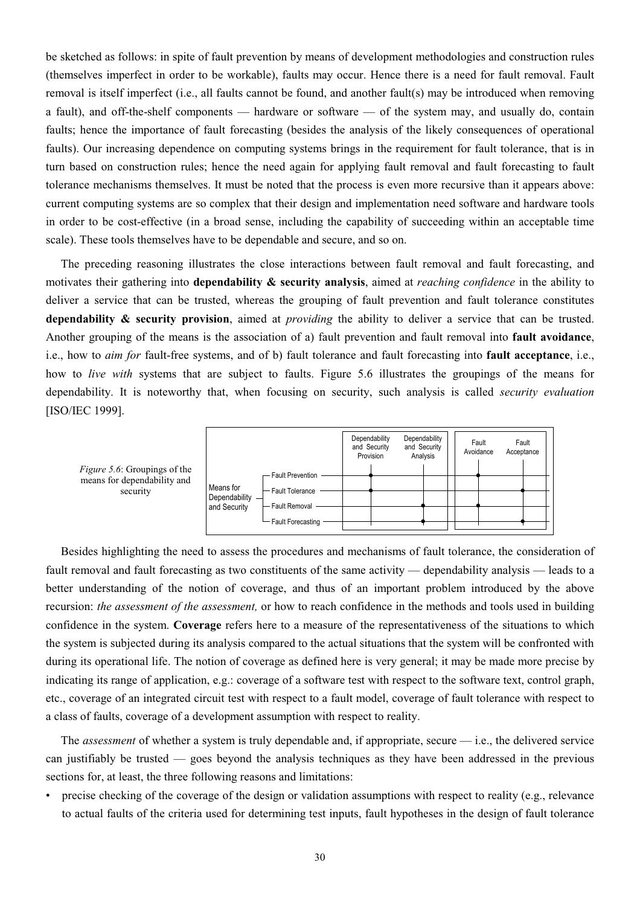be sketched as follows: in spite of fault prevention by means of development methodologies and construction rules (themselves imperfect in order to be workable), faults may occur. Hence there is a need for fault removal. Fault removal is itself imperfect (i.e., all faults cannot be found, and another fault(s) may be introduced when removing a fault), and off-the-shelf components — hardware or software — of the system may, and usually do, contain faults; hence the importance of fault forecasting (besides the analysis of the likely consequences of operational faults). Our increasing dependence on computing systems brings in the requirement for fault tolerance, that is in turn based on construction rules; hence the need again for applying fault removal and fault forecasting to fault tolerance mechanisms themselves. It must be noted that the process is even more recursive than it appears above: current computing systems are so complex that their design and implementation need software and hardware tools in order to be cost-effective (in a broad sense, including the capability of succeeding within an acceptable time scale). These tools themselves have to be dependable and secure, and so on.

The preceding reasoning illustrates the close interactions between fault removal and fault forecasting, and motivates their gathering into **dependability & security analysis**, aimed at *reaching confidence* in the ability to deliver a service that can be trusted, whereas the grouping of fault prevention and fault tolerance constitutes **dependability & security provision**, aimed at *providing* the ability to deliver a service that can be trusted. Another grouping of the means is the association of a) fault prevention and fault removal into **fault avoidance**, i.e., how to *aim for* fault-free systems, and of b) fault tolerance and fault forecasting into **fault acceptance**, i.e., how to *live with* systems that are subject to faults. Figure 5.6 illustrates the groupings of the means for dependability. It is noteworthy that, when focusing on security, such analysis is called *security evaluation* [ISO/IEC 1999].

Means for Dependability and Security

Fault Prevention

Fault Tolerance

Fault Removal

Fault Forecasting

Dependability and Security Provision

Dependability and Security Analysis

Fault Avoidance

Fault Acceptance

*Figure 5.6*: Groupings of the means for dependability and security

Besides highlighting the need to assess the procedures and mechanisms of fault tolerance, the consideration of fault removal and fault forecasting as two constituents of the same activity — dependability analysis — leads to a better understanding of the notion of coverage, and thus of an important problem introduced by the above recursion: *the assessment of the assessment,* or how to reach confidence in the methods and tools used in building confidence in the system. **Coverage** refers here to a measure of the representativeness of the situations to which the system is subjected during its analysis compared to the actual situations that the system will be confronted with during its operational life. The notion of coverage as defined here is very general; it may be made more precise by indicating its range of application, e.g.: coverage of a software test with respect to the software text, control graph, etc., coverage of an integrated circuit test with respect to a fault model, coverage of fault tolerance with respect to a class of faults, coverage of a development assumption with respect to reality.

The *assessment* of whether a system is truly dependable and, if appropriate, secure — i.e., the delivered service can justifiably be trusted — goes beyond the analysis techniques as they have been addressed in the previous sections for, at least, the three following reasons and limitations:

- precise checking of the coverage of the design or validation assumptions with respect to reality (e.g., relevance to actual faults of the criteria used for determining test inputs, fault hypotheses in the design of fault tolerance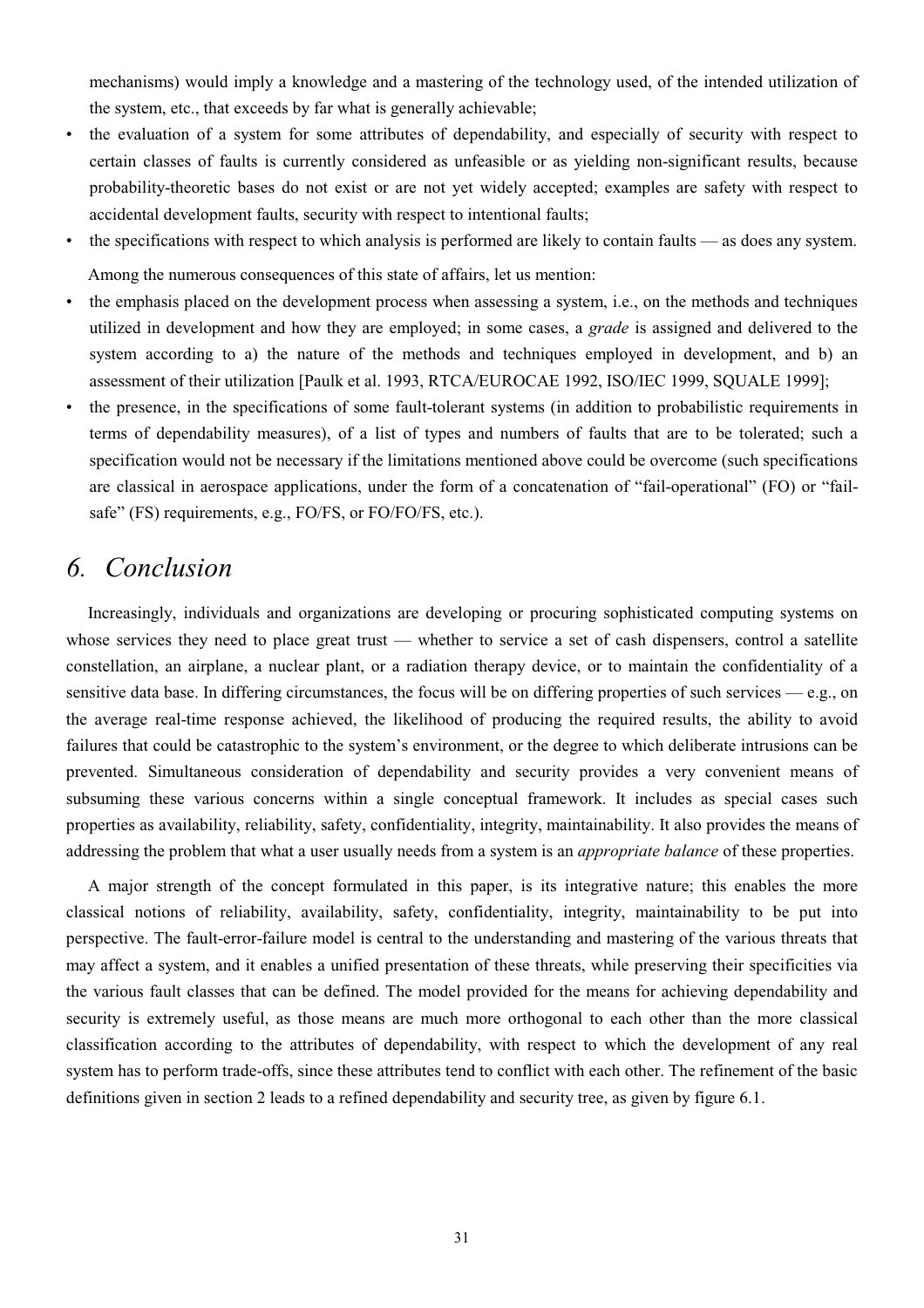mechanisms) would imply a knowledge and a mastering of the technology used, of the intended utilization of the system, etc., that exceeds by far what is generally achievable;

- the evaluation of a system for some attributes of dependability, and especially of security with respect to certain classes of faults is currently considered as unfeasible or as yielding non-significant results, because probability-theoretic bases do not exist or are not yet widely accepted; examples are safety with respect to accidental development faults, security with respect to intentional faults;
- the specifications with respect to which analysis is performed are likely to contain faults — as does any system.

Among the numerous consequences of this state of affairs, let us mention:

- the emphasis placed on the development process when assessing a system, i.e., on the methods and techniques utilized in development and how they are employed; in some cases, a *grade* is assigned and delivered to the system according to a) the nature of the methods and techniques employed in development, and b) an assessment of their utilization [Paulk et al. 1993, RTCA/EUROCAE 1992, ISO/IEC 1999, SQUALE 1999];
- the presence, in the specifications of some fault-tolerant systems (in addition to probabilistic requirements in terms of dependability measures), of a list of types and numbers of faults that are to be tolerated; such a specification would not be necessary if the limitations mentioned above could be overcome (such specifications are classical in aerospace applications, under the form of a concatenation of "fail-operational" (FO) or "fail-safe" (FS) requirements, e.g., FO/FS, or FO/FO/FS, etc.).

# 6. Conclusion

Increasingly, individuals and organizations are developing or procuring sophisticated computing systems on whose services they need to place great trust — whether to service a set of cash dispensers, control a satellite constellation, an airplane, a nuclear plant, or a radiation therapy device, or to maintain the confidentiality of a sensitive data base. In differing circumstances, the focus will be on differing properties of such services — e.g., on the average real-time response achieved, the likelihood of producing the required results, the ability to avoid failures that could be catastrophic to the system's environment, or the degree to which deliberate intrusions can be prevented. Simultaneous consideration of dependability and security provides a very convenient means of subsuming these various concerns within a single conceptual framework. It includes as special cases such properties as availability, reliability, safety, confidentiality, integrity, maintainability. It also provides the means of addressing the problem that what a user usually needs from a system is an *appropriate balance* of these properties.

A major strength of the concept formulated in this paper, is its integrative nature; this enables the more classical notions of reliability, availability, safety, confidentiality, integrity, maintainability to be put into perspective. The fault-error-failure model is central to the understanding and mastering of the various threats that may affect a system, and it enables a unified presentation of these threats, while preserving their specificities via the various fault classes that can be defined. The model provided for the means for achieving dependability and security is extremely useful, as those means are much more orthogonal to each other than the more classical classification according to the attributes of dependability, with respect to which the development of any real system has to perform trade-offs, since these attributes tend to conflict with each other. The refinement of the basic definitions given in section 2 leads to a refined dependability and security tree, as given by figure 6.1.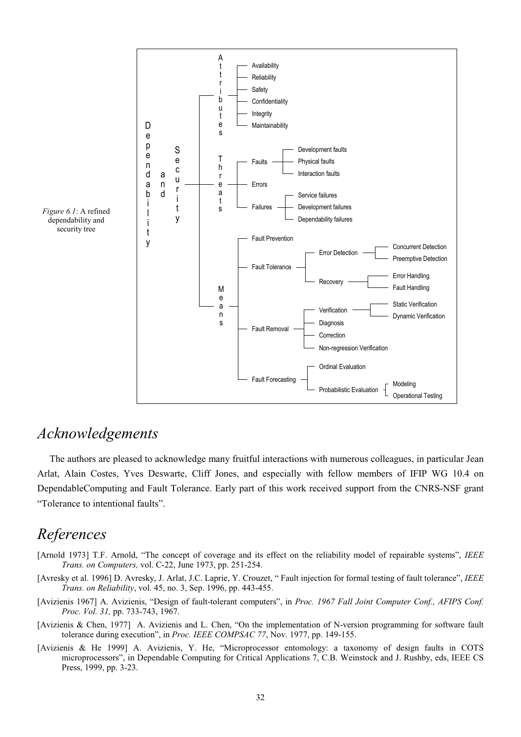- Dependability and Security
  - Attributes
    - Availability
    - Reliability
    - Safety
    - Confidentiality
    - Integrity
    - Maintainability
  - Threats
    - Faults
      - Development faults
      - Physical faults
      - Interaction faults
    - Errors
    - Failures
      - Service failures
      - Development failures
      - Dependability failures
  - Means
    - Fault Prevention
    - Fault Tolerance
      - Error Detection
        - Concurrent Detection
        - Preemptive Detection
      - Recovery
        - Error Handling
        - Fault Handling
    - Fault Removal
      - Verification
        - Static Verification
        - Dynamic Verification
      - Diagnosis
      - Correction
      - Non-regression Verification
    - Fault Forecasting
      - Ordinal Evaluation
      - Probabilistic Evaluation
        - Modeling
        - Operational Testing

*Figure 6.1*: A refined dependability and security tree

# *Acknowledgements*

The authors are pleased to acknowledge many fruitful interactions with numerous colleagues, in particular Jean Arlat, Alain Costes, Yves Deswarte, Cliff Jones, and especially with fellow members of IFIP WG 10.4 on DependableComputing and Fault Tolerance. Early part of this work received support from the CNRS-NSF grant "Tolerance to intentional faults".

# *References*

[Arnold 1973] T.F. Arnold, "The concept of coverage and its effect on the reliability model of repairable systems", *IEEE Trans. on Computers,* vol. C-22, June 1973, pp. 251-254.

[Avresky et al. 1996] D. Avresky, J. Arlat, J.C. Laprie, Y. Crouzet, " Fault injection for formal testing of fault tolerance", *IEEE Trans. on Reliability*, vol. 45, no. 3, Sep. 1996, pp. 443-455.

[Avizienis 1967] A. Avizienis, "Design of fault-tolerant computers", in *Proc. 1967 Fall Joint Computer Conf., AFIPS Conf. Proc. Vol. 31,* pp. 733-743, 1967.

[Avizienis & Chen, 1977] A. Avizienis and L. Chen, "On the implementation of N-version programming for software fault tolerance during execution", in *Proc. IEEE COMPSAC 77*, Nov. 1977, pp. 149-155.

[Avizienis & He 1999] A. Avizienis, Y. He, "Microprocessor entomology: a taxonomy of design faults in COTS microprocessors", in Dependable Computing for Critical Applications 7, C.B. Weinstock and J. Rushby, eds, IEEE CS Press, 1999, pp. 3-23.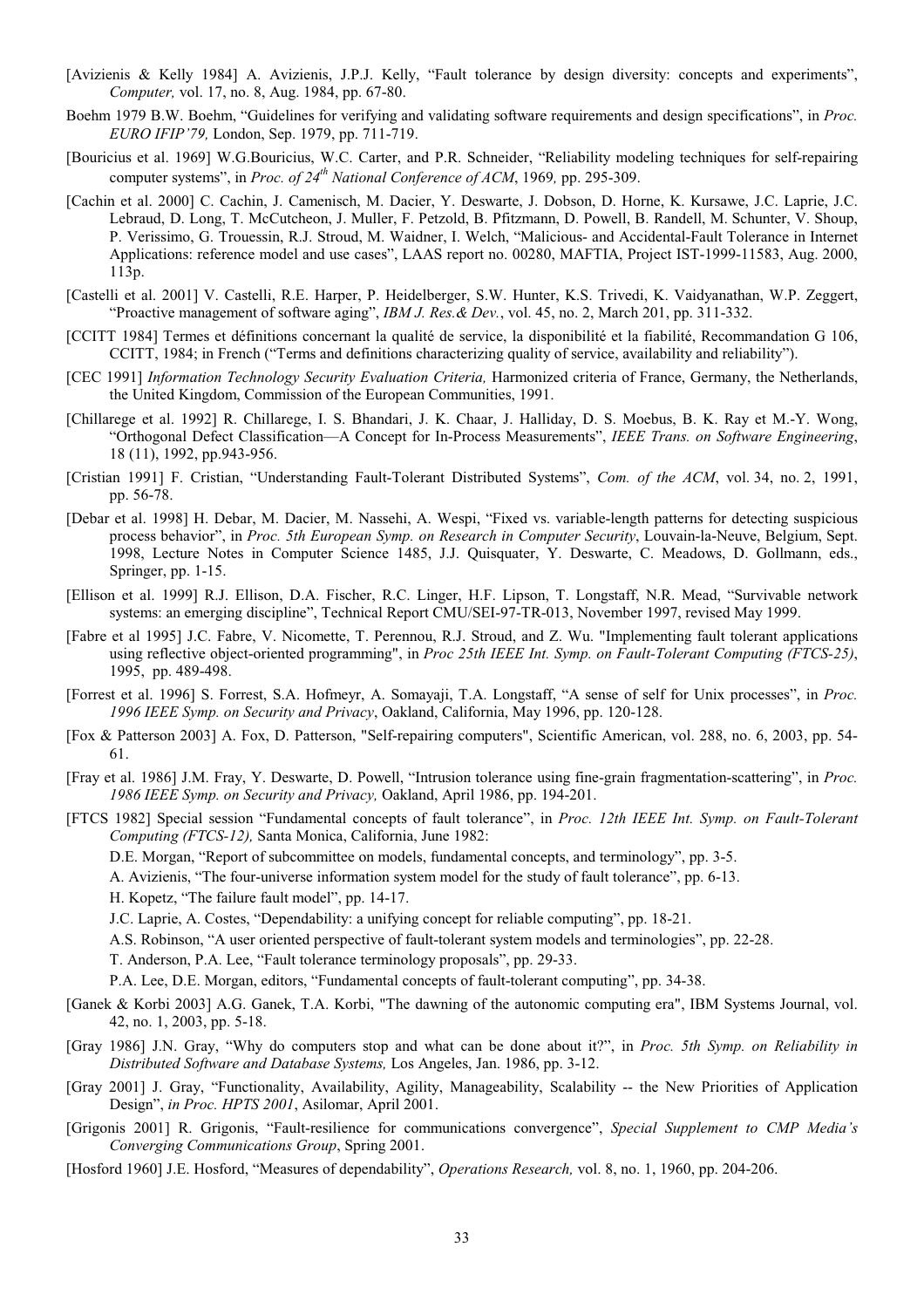[Avizienis & Kelly 1984] A. Avizienis, J.P.J. Kelly, "Fault tolerance by design diversity: concepts and experiments", *Computer,* vol. 17, no. 8, Aug. 1984, pp. 67-80.

Boehm 1979 B.W. Boehm, "Guidelines for verifying and validating software requirements and design specifications", in *Proc. EURO IFIP'79,* London, Sep. 1979, pp. 711-719.

[Bouricius et al. 1969] W.G.Bouricius, W.C. Carter, and P.R. Schneider, "Reliability modeling techniques for self-repairing computer systems", in *Proc. of 24th National Conference of ACM*, 1969*,* pp. 295-309.

[Cachin et al. 2000] C. Cachin, J. Camenisch, M. Dacier, Y. Deswarte, J. Dobson, D. Horne, K. Kursawe, J.C. Laprie, J.C. Lebraud, D. Long, T. McCutcheon, J. Muller, F. Petzold, B. Pfitzmann, D. Powell, B. Randell, M. Schunter, V. Shoup, P. Verissimo, G. Trouessin, R.J. Stroud, M. Waidner, I. Welch, "Malicious- and Accidental-Fault Tolerance in Internet Applications: reference model and use cases", LAAS report no. 00280, MAFTIA, Project IST-1999-11583, Aug. 2000, 113p.

[Castelli et al. 2001] V. Castelli, R.E. Harper, P. Heidelberger, S.W. Hunter, K.S. Trivedi, K. Vaidyanathan, W.P. Zeggert, "Proactive management of software aging", *IBM J. Res.& Dev.*, vol. 45, no. 2, March 201, pp. 311-332.

[CCITT 1984] Termes et définitions concernant la qualité de service, la disponibilité et la fiabilité, Recommandation G 106, CCITT, 1984; in French ("Terms and definitions characterizing quality of service, availability and reliability").

[CEC 1991] *Information Technology Security Evaluation Criteria,* Harmonized criteria of France, Germany, the Netherlands, the United Kingdom, Commission of the European Communities, 1991.

[Chillarege et al. 1992] R. Chillarege, I. S. Bhandari, J. K. Chaar, J. Halliday, D. S. Moebus, B. K. Ray et M.-Y. Wong, "Orthogonal Defect Classification—A Concept for In-Process Measurements", *IEEE Trans. on Software Engineering*, 18 (11), 1992, pp.943-956.

[Cristian 1991] F. Cristian, "Understanding Fault-Tolerant Distributed Systems", *Com. of the ACM*, vol. 34, no. 2, 1991, pp. 56-78.

[Debar et al. 1998] H. Debar, M. Dacier, M. Nassehi, A. Wespi, "Fixed vs. variable-length patterns for detecting suspicious process behavior", in *Proc. 5th European Symp. on Research in Computer Security*, Louvain-la-Neuve, Belgium, Sept. 1998, Lecture Notes in Computer Science 1485, J.J. Quisquater, Y. Deswarte, C. Meadows, D. Gollmann, eds., Springer, pp. 1-15.

[Ellison et al. 1999] R.J. Ellison, D.A. Fischer, R.C. Linger, H.F. Lipson, T. Longstaff, N.R. Mead, "Survivable network systems: an emerging discipline", Technical Report CMU/SEI-97-TR-013, November 1997, revised May 1999.

[Fabre et al 1995] J.C. Fabre, V. Nicomette, T. Perennou, R.J. Stroud, and Z. Wu. "Implementing fault tolerant applications using reflective object-oriented programming", in *Proc 25th IEEE Int. Symp. on Fault-Tolerant Computing (FTCS-25)*, 1995, pp. 489-498.

[Forrest et al. 1996] S. Forrest, S.A. Hofmeyr, A. Somayaji, T.A. Longstaff, "A sense of self for Unix processes", in *Proc. 1996 IEEE Symp. on Security and Privacy*, Oakland, California, May 1996, pp. 120-128.

[Fox & Patterson 2003] A. Fox, D. Patterson, "Self-repairing computers", Scientific American, vol. 288, no. 6, 2003, pp. 54-61.

[Fray et al. 1986] J.M. Fray, Y. Deswarte, D. Powell, "Intrusion tolerance using fine-grain fragmentation-scattering", in *Proc. 1986 IEEE Symp. on Security and Privacy,* Oakland, April 1986, pp. 194-201.

[FTCS 1982] Special session "Fundamental concepts of fault tolerance", in *Proc. 12th IEEE Int. Symp. on Fault-Tolerant Computing (FTCS-12),* Santa Monica, California, June 1982:

D.E. Morgan, "Report of subcommittee on models, fundamental concepts, and terminology", pp. 3-5.

A. Avizienis, "The four-universe information system model for the study of fault tolerance", pp. 6-13.

H. Kopetz, "The failure fault model", pp. 14-17.

J.C. Laprie, A. Costes, "Dependability: a unifying concept for reliable computing", pp. 18-21.

A.S. Robinson, "A user oriented perspective of fault-tolerant system models and terminologies", pp. 22-28.

T. Anderson, P.A. Lee, "Fault tolerance terminology proposals", pp. 29-33.

P.A. Lee, D.E. Morgan, editors, "Fundamental concepts of fault-tolerant computing", pp. 34-38.

[Ganek & Korbi 2003] A.G. Ganek, T.A. Korbi, "The dawning of the autonomic computing era", IBM Systems Journal, vol. 42, no. 1, 2003, pp. 5-18.

[Gray 1986] J.N. Gray, "Why do computers stop and what can be done about it?", in *Proc. 5th Symp. on Reliability in Distributed Software and Database Systems,* Los Angeles, Jan. 1986, pp. 3-12.

[Gray 2001] J. Gray, "Functionality, Availability, Agility, Manageability, Scalability -- the New Priorities of Application Design", *in Proc. HPTS 2001*, Asilomar, April 2001.

[Grigonis 2001] R. Grigonis, "Fault-resilience for communications convergence", *Special Supplement to CMP Media's Converging Communications Group*, Spring 2001.

[Hosford 1960] J.E. Hosford, "Measures of dependability", *Operations Research,* vol. 8, no. 1, 1960, pp. 204-206.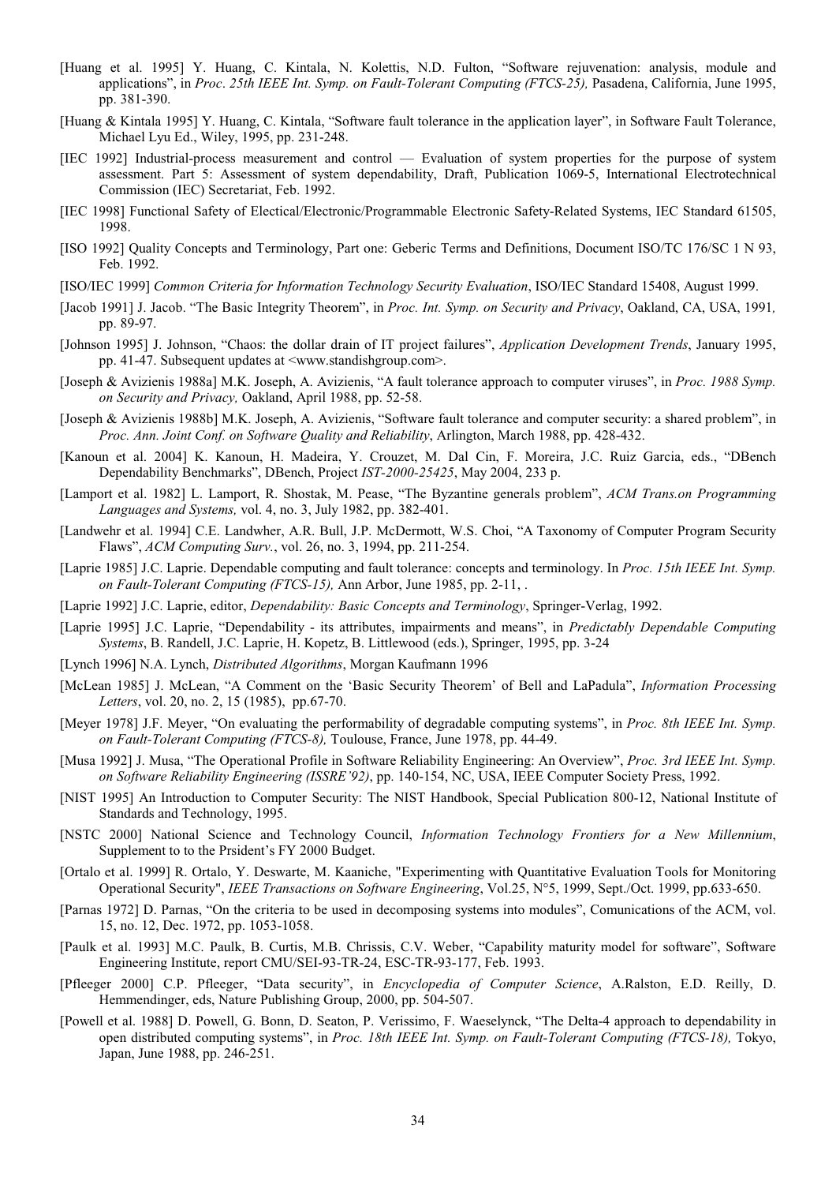[Huang et al. 1995] Y. Huang, C. Kintala, N. Kolettis, N.D. Fulton, "Software rejuvenation: analysis, module and applications", in *Proc. 25th IEEE Int. Symp. on Fault-Tolerant Computing (FTCS-25),* Pasadena, California, June 1995, pp. 381-390.

[Huang & Kintala 1995] Y. Huang, C. Kintala, "Software fault tolerance in the application layer", in Software Fault Tolerance, Michael Lyu Ed., Wiley, 1995, pp. 231-248.

[IEC 1992] Industrial-process measurement and control — Evaluation of system properties for the purpose of system assessment. Part 5: Assessment of system dependability, Draft, Publication 1069-5, International Electrotechnical Commission (IEC) Secretariat, Feb. 1992.

[IEC 1998] Functional Safety of Electical/Electronic/Programmable Electronic Safety-Related Systems, IEC Standard 61505, 1998.

[ISO 1992] Quality Concepts and Terminology, Part one: Geberic Terms and Definitions, Document ISO/TC 176/SC 1 N 93, Feb. 1992.

[ISO/IEC 1999] *Common Criteria for Information Technology Security Evaluation*, ISO/IEC Standard 15408, August 1999.

[Jacob 1991] J. Jacob. "The Basic Integrity Theorem", in *Proc. Int. Symp. on Security and Privacy*, Oakland, CA, USA, 1991*,* pp. 89-97.

[Johnson 1995] J. Johnson, "Chaos: the dollar drain of IT project failures", *Application Development Trends*, January 1995, pp. 41-47. Subsequent updates at <www.standishgroup.com>.

[Joseph & Avizienis 1988a] M.K. Joseph, A. Avizienis, "A fault tolerance approach to computer viruses", in *Proc. 1988 Symp. on Security and Privacy,* Oakland, April 1988, pp. 52-58.

[Joseph & Avizienis 1988b] M.K. Joseph, A. Avizienis, "Software fault tolerance and computer security: a shared problem", in *Proc. Ann. Joint Conf. on Software Quality and Reliability*, Arlington, March 1988, pp. 428-432.

[Kanoun et al. 2004] K. Kanoun, H. Madeira, Y. Crouzet, M. Dal Cin, F. Moreira, J.C. Ruiz Garcia, eds., "DBench Dependability Benchmarks", DBench, Project *IST-2000-25425*, May 2004, 233 p.

[Lamport et al. 1982] L. Lamport, R. Shostak, M. Pease, "The Byzantine generals problem", *ACM Trans.on Programming Languages and Systems,* vol. 4, no. 3, July 1982, pp. 382-401.

[Landwehr et al. 1994] C.E. Landwher, A.R. Bull, J.P. McDermott, W.S. Choi, "A Taxonomy of Computer Program Security Flaws", *ACM Computing Surv.*, vol. 26, no. 3, 1994, pp. 211-254.

[Laprie 1985] J.C. Laprie. Dependable computing and fault tolerance: concepts and terminology. In *Proc. 15th IEEE Int. Symp. on Fault-Tolerant Computing (FTCS-15),* Ann Arbor, June 1985, pp. 2-11, .

[Laprie 1992] J.C. Laprie, editor, *Dependability: Basic Concepts and Terminology*, Springer-Verlag, 1992.

[Laprie 1995] J.C. Laprie, "Dependability - its attributes, impairments and means", in *Predictably Dependable Computing Systems*, B. Randell, J.C. Laprie, H. Kopetz, B. Littlewood (eds.), Springer, 1995, pp. 3-24

[Lynch 1996] N.A. Lynch, *Distributed Algorithms*, Morgan Kaufmann 1996

[McLean 1985] J. McLean, "A Comment on the 'Basic Security Theorem' of Bell and LaPadula", *Information Processing Letters*, vol. 20, no. 2, 15 (1985), pp.67-70.

[Meyer 1978] J.F. Meyer, "On evaluating the performability of degradable computing systems", in *Proc. 8th IEEE Int. Symp. on Fault-Tolerant Computing (FTCS-8),* Toulouse, France, June 1978, pp. 44-49.

[Musa 1992] J. Musa, "The Operational Profile in Software Reliability Engineering: An Overview", *Proc. 3rd IEEE Int. Symp. on Software Reliability Engineering (ISSRE'92)*, pp. 140-154, NC, USA, IEEE Computer Society Press, 1992.

[NIST 1995] An Introduction to Computer Security: The NIST Handbook, Special Publication 800-12, National Institute of Standards and Technology, 1995.

[NSTC 2000] National Science and Technology Council, *Information Technology Frontiers for a New Millennium*, Supplement to to the Prsident's FY 2000 Budget.

[Ortalo et al. 1999] R. Ortalo, Y. Deswarte, M. Kaaniche, "Experimenting with Quantitative Evaluation Tools for Monitoring Operational Security", *IEEE Transactions on Software Engineering*, Vol.25, N°5, 1999, Sept./Oct. 1999, pp.633-650.

[Parnas 1972] D. Parnas, "On the criteria to be used in decomposing systems into modules", Comunications of the ACM, vol. 15, no. 12, Dec. 1972, pp. 1053-1058.

[Paulk et al. 1993] M.C. Paulk, B. Curtis, M.B. Chrissis, C.V. Weber, "Capability maturity model for software", Software Engineering Institute, report CMU/SEI-93-TR-24, ESC-TR-93-177, Feb. 1993.

[Pfleeger 2000] C.P. Pfleeger, "Data security", in *Encyclopedia of Computer Science*, A.Ralston, E.D. Reilly, D. Hemmendinger, eds, Nature Publishing Group, 2000, pp. 504-507.

[Powell et al. 1988] D. Powell, G. Bonn, D. Seaton, P. Verissimo, F. Waeselynck, "The Delta-4 approach to dependability in open distributed computing systems", in *Proc. 18th IEEE Int. Symp. on Fault-Tolerant Computing (FTCS-18),* Tokyo, Japan, June 1988, pp. 246-251.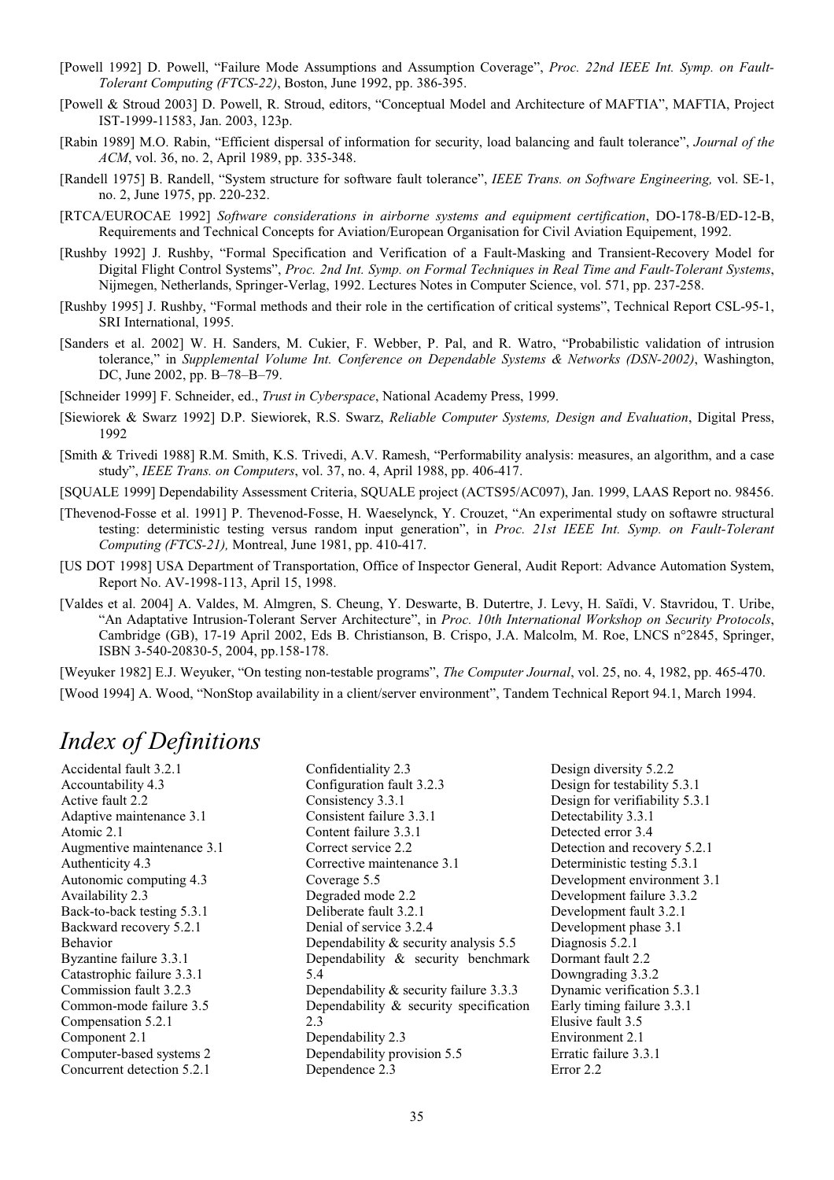[Powell 1992] D. Powell, "Failure Mode Assumptions and Assumption Coverage", *Proc. 22nd IEEE Int. Symp. on Fault-Tolerant Computing (FTCS-22)*, Boston, June 1992, pp. 386-395.

[Powell & Stroud 2003] D. Powell, R. Stroud, editors, "Conceptual Model and Architecture of MAFTIA", MAFTIA, Project IST-1999-11583, Jan. 2003, 123p.

[Rabin 1989] M.O. Rabin, "Efficient dispersal of information for security, load balancing and fault tolerance", *Journal of the ACM*, vol. 36, no. 2, April 1989, pp. 335-348.

[Randell 1975] B. Randell, "System structure for software fault tolerance", *IEEE Trans. on Software Engineering,* vol. SE-1, no. 2, June 1975, pp. 220-232.

[RTCA/EUROCAE 1992] *Software considerations in airborne systems and equipment certification*, DO-178-B/ED-12-B, Requirements and Technical Concepts for Aviation/European Organisation for Civil Aviation Equipement, 1992.

[Rushby 1992] J. Rushby, "Formal Specification and Verification of a Fault-Masking and Transient-Recovery Model for Digital Flight Control Systems", *Proc. 2nd Int. Symp. on Formal Techniques in Real Time and Fault-Tolerant Systems*, Nijmegen, Netherlands, Springer-Verlag, 1992. Lectures Notes in Computer Science, vol. 571, pp. 237-258.

[Rushby 1995] J. Rushby, "Formal methods and their role in the certification of critical systems", Technical Report CSL-95-1, SRI International, 1995.

[Sanders et al. 2002] W. H. Sanders, M. Cukier, F. Webber, P. Pal, and R. Watro, "Probabilistic validation of intrusion tolerance," in *Supplemental Volume Int. Conference on Dependable Systems & Networks (DSN-2002)*, Washington, DC, June 2002, pp. B–78–B–79.

[Schneider 1999] F. Schneider, ed., *Trust in Cyberspace*, National Academy Press, 1999.

[Siewiorek & Swarz 1992] D.P. Siewiorek, R.S. Swarz, *Reliable Computer Systems, Design and Evaluation*, Digital Press, 1992

[Smith & Trivedi 1988] R.M. Smith, K.S. Trivedi, A.V. Ramesh, "Performability analysis: measures, an algorithm, and a case study", *IEEE Trans. on Computers*, vol. 37, no. 4, April 1988, pp. 406-417.

[SQUALE 1999] Dependability Assessment Criteria, SQUALE project (ACTS95/AC097), Jan. 1999, LAAS Report no. 98456.

[Thevenod-Fosse et al. 1991] P. Thevenod-Fosse, H. Waeselynck, Y. Crouzet, "An experimental study on softawre structural testing: deterministic testing versus random input generation", in *Proc. 21st IEEE Int. Symp. on Fault-Tolerant Computing (FTCS-21),* Montreal, June 1981, pp. 410-417.

[US DOT 1998] USA Department of Transportation, Office of Inspector General, Audit Report: Advance Automation System, Report No. AV-1998-113, April 15, 1998.

[Valdes et al. 2004] A. Valdes, M. Almgren, S. Cheung, Y. Deswarte, B. Dutertre, J. Levy, H. Saïdi, V. Stavridou, T. Uribe, "An Adaptative Intrusion-Tolerant Server Architecture", in *Proc. 10th International Workshop on Security Protocols*, Cambridge (GB), 17-19 April 2002, Eds B. Christianson, B. Crispo, J.A. Malcolm, M. Roe, LNCS n°2845, Springer, ISBN 3-540-20830-5, 2004, pp.158-178.

[Weyuker 1982] E.J. Weyuker, "On testing non-testable programs", *The Computer Journal*, vol. 25, no. 4, 1982, pp. 465-470.

[Wood 1994] A. Wood, "NonStop availability in a client/server environment", Tandem Technical Report 94.1, March 1994.

# Index of Definitions

Accidental fault 3.2.1
Accountability 4.3
Active fault 2.2
Adaptive maintenance 3.1
Atomic 2.1
Augmentive maintenance 3.1
Authenticity 4.3
Autonomic computing 4.3
Availability 2.3
Back-to-back testing 5.3.1
Backward recovery 5.2.1
Behavior
Byzantine failure 3.3.1
Catastrophic failure 3.3.1
Commission fault 3.2.3
Common-mode failure 3.5
Compensation 5.2.1
Component 2.1
Computer-based systems 2
Concurrent detection 5.2.1
Confidentiality 2.3
Configuration fault 3.2.3
Consistency 3.3.1
Consistent failure 3.3.1
Content failure 3.3.1
Correct service 2.2
Corrective maintenance 3.1
Coverage 5.5
Degraded mode 2.2
Deliberate fault 3.2.1
Denial of service 3.2.4
Dependability & security analysis 5.5
Dependability & security benchmark 5.4
Dependability & security failure 3.3.3
Dependability & security specification 2.3
Dependability 2.3
Dependability provision 5.5
Dependence 2.3
Design diversity 5.2.2
Design for testability 5.3.1
Design for verifiability 5.3.1
Detectability 3.3.1
Detected error 3.4
Detection and recovery 5.2.1
Deterministic testing 5.3.1
Development environment 3.1
Development failure 3.3.2
Development fault 3.2.1
Development phase 3.1
Diagnosis 5.2.1
Dormant fault 2.2
Downgrading 3.3.2
Dynamic verification 5.3.1
Early timing failure 3.3.1
Elusive fault 3.5
Environment 2.1
Erratic failure 3.3.1
Error 2.2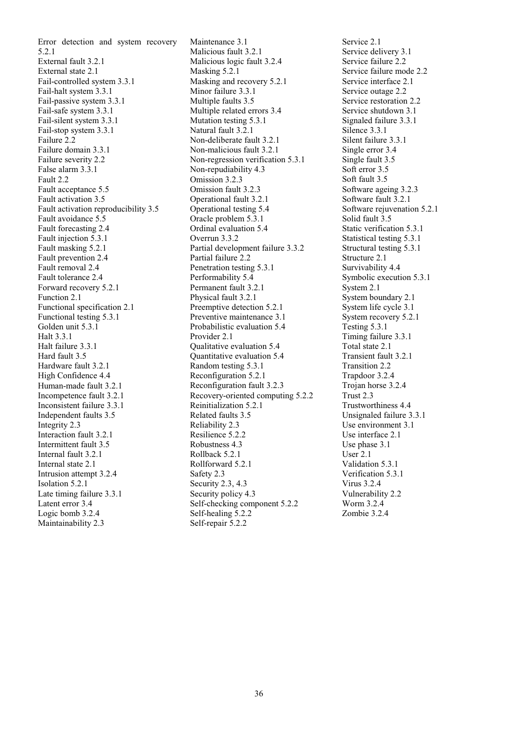Error detection and system recovery 5.2.1
External fault 3.2.1
External state 2.1
Fail-controlled system 3.3.1
Fail-halt system 3.3.1
Fail-passive system 3.3.1
Fail-safe system 3.3.1
Fail-silent system 3.3.1
Fail-stop system 3.3.1
Failure 2.2
Failure domain 3.3.1
Failure severity 2.2
False alarm 3.3.1
Fault 2.2
Fault acceptance 5.5
Fault activation 3.5
Fault activation reproducibility 3.5
Fault avoidance 5.5
Fault forecasting 2.4
Fault injection 5.3.1
Fault masking 5.2.1
Fault prevention 2.4
Fault removal 2.4
Fault tolerance 2.4
Forward recovery 5.2.1
Function 2.1
Functional specification 2.1
Functional testing 5.3.1
Golden unit 5.3.1
Halt 3.3.1
Halt failure 3.3.1
Hard fault 3.5
Hardware fault 3.2.1
High Confidence 4.4
Human-made fault 3.2.1
Incompetence fault 3.2.1
Inconsistent failure 3.3.1
Independent faults 3.5
Integrity 2.3
Interaction fault 3.2.1
Intermittent fault 3.5
Internal fault 3.2.1
Internal state 2.1
Intrusion attempt 3.2.4
Isolation 5.2.1
Late timing failure 3.3.1
Latent error 3.4
Logic bomb 3.2.4
Maintainability 2.3
Maintenance 3.1
Malicious fault 3.2.1
Malicious logic fault 3.2.4
Masking 5.2.1
Masking and recovery 5.2.1
Minor failure 3.3.1
Multiple faults 3.5
Multiple related errors 3.4
Mutation testing 5.3.1
Natural fault 3.2.1
Non-deliberate fault 3.2.1
Non-malicious fault 3.2.1
Non-regression verification 5.3.1
Non-repudiability 4.3
Omission 3.2.3
Omission fault 3.2.3
Operational fault 3.2.1
Operational testing 5.4
Oracle problem 5.3.1
Ordinal evaluation 5.4
Overrun 3.3.2
Partial development failure 3.3.2
Partial failure 2.2
Penetration testing 5.3.1
Performability 5.4
Permanent fault 3.2.1
Physical fault 3.2.1
Preemptive detection 5.2.1
Preventive maintenance 3.1
Probabilistic evaluation 5.4
Provider 2.1
Qualitative evaluation 5.4
Quantitative evaluation 5.4
Random testing 5.3.1
Reconfiguration 5.2.1
Reconfiguration fault 3.2.3
Recovery-oriented computing 5.2.2
Reinitialization 5.2.1
Related faults 3.5
Reliability 2.3
Resilience 5.2.2
Robustness 4.3
Rollback 5.2.1
Rollforward 5.2.1
Safety 2.3
Security 2.3, 4.3
Security policy 4.3
Self-checking component 5.2.2
Self-healing 5.2.2
Self-repair 5.2.2
Service 2.1
Service delivery 3.1
Service failure 2.2
Service failure mode 2.2
Service interface 2.1
Service outage 2.2
Service restoration 2.2
Service shutdown 3.1
Signaled failure 3.3.1
Silence 3.3.1
Silent failure 3.3.1
Single error 3.4
Single fault 3.5
Soft error 3.5
Soft fault 3.5
Software ageing 3.2.3
Software fault 3.2.1
Software rejuvenation 5.2.1
Solid fault 3.5
Static verification 5.3.1
Statistical testing 5.3.1
Structural testing 5.3.1
Structure 2.1
Survivability 4.4
Symbolic execution 5.3.1
System 2.1
System boundary 2.1
System life cycle 3.1
System recovery 5.2.1
Testing 5.3.1
Timing failure 3.3.1
Total state 2.1
Transient fault 3.2.1
Transition 2.2
Trapdoor 3.2.4
Trojan horse 3.2.4
Trust 2.3
Trustworthiness 4.4
Unsignaled failure 3.3.1
Use environment 3.1
Use interface 2.1
Use phase 3.1
User 2.1
Validation 5.3.1
Verification 5.3.1
Virus 3.2.4
Vulnerability 2.2
Worm 3.2.4
Zombie 3.2.4